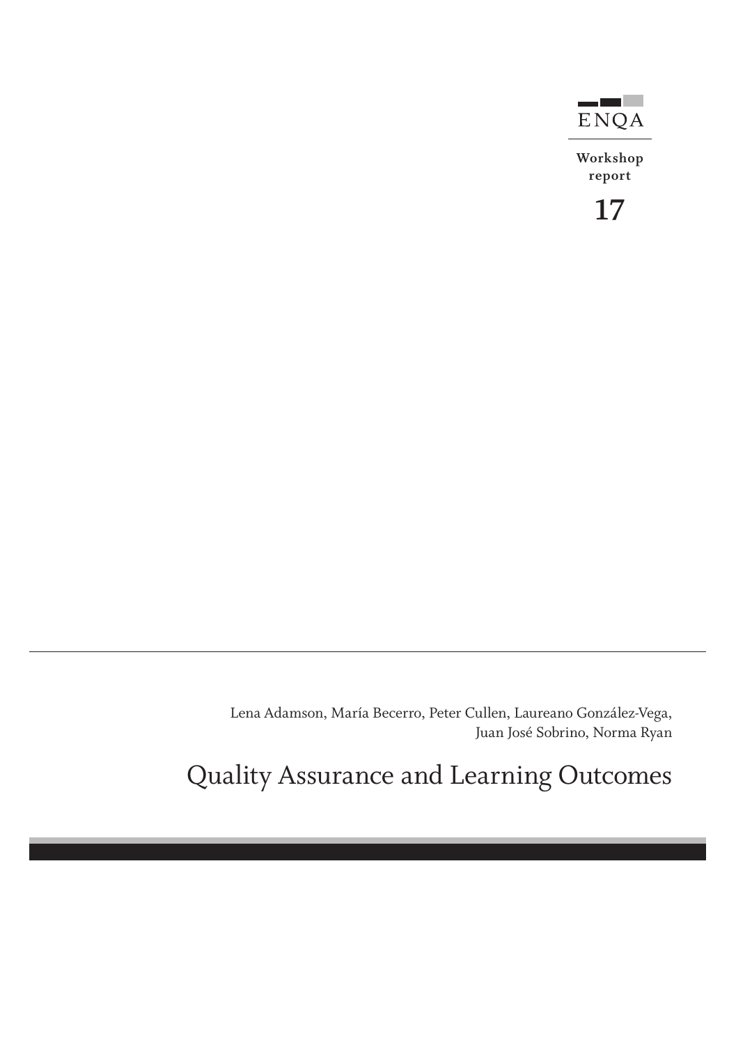ENQA

**Workshop report**

**17**

Lena Adamson, María Becerro, Peter Cullen, Laureano González-Vega, Juan José Sobrino, Norma Ryan

# Quality Assurance and Learning Outcomes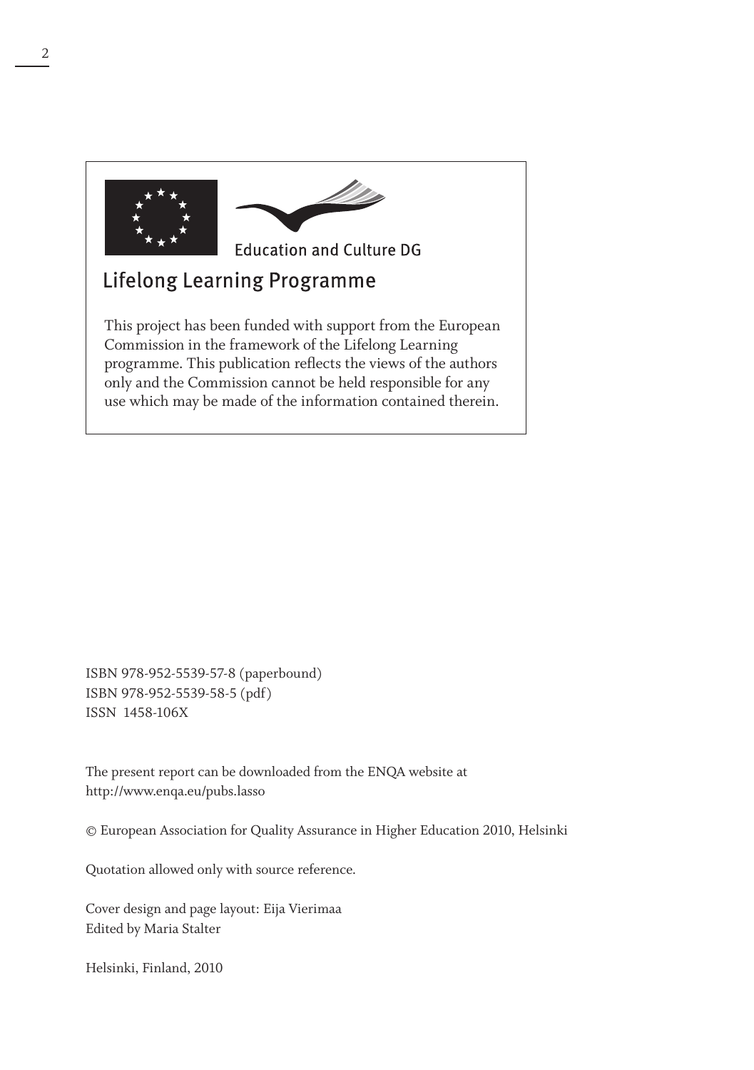Education and Culture DG

Lifelong Learning Programme

This project has been funded with support from the European Commission in the framework of the Lifelong Learning programme. This publication reflects the views of the authors only and the Commission cannot be held responsible for any use which may be made of the information contained therein.

ISBN 978-952-5539-57-8 (paperbound)
ISBN 978-952-5539-58-5 (pdf)
ISSN 1458-106X

The present report can be downloaded from the ENQA website at
http://www.enqa.eu/pubs.lasso

© European Association for Quality Assurance in Higher Education 2010, Helsinki

Quotation allowed only with source reference.

Cover design and page layout: Eija Vierimaa
Edited by Maria Stalter

Helsinki, Finland, 2010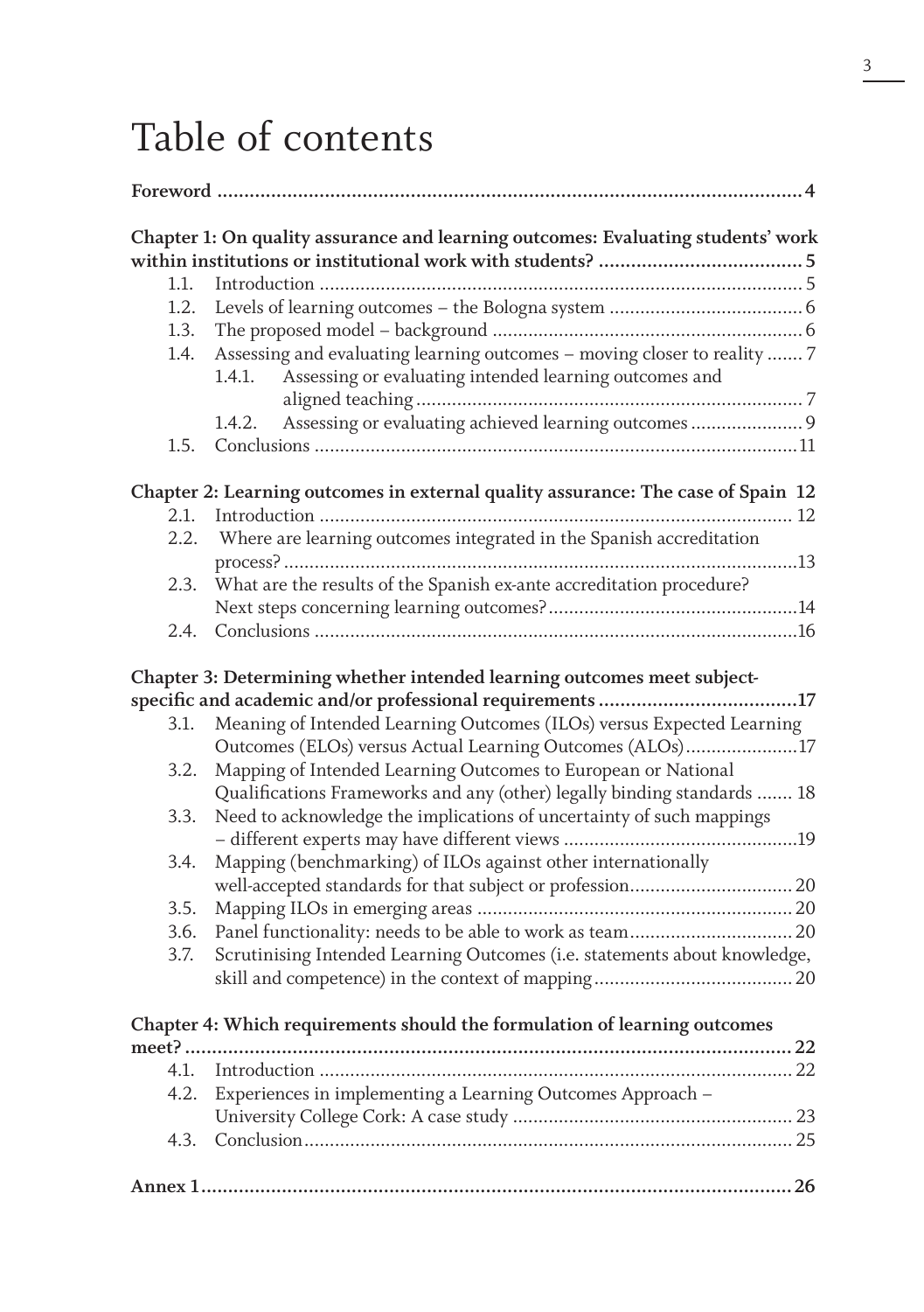# Table of contents

**Foreword** ..... **4**

**Chapter 1: On quality assurance and learning outcomes: Evaluating students' work within institutions or institutional work with students?** ..... **5**

- 1.1. Introduction ..... 5
- 1.2. Levels of learning outcomes – the Bologna system ..... 6
- 1.3. The proposed model – background ..... 6
- 1.4. Assessing and evaluating learning outcomes – moving closer to reality ..... 7
  - 1.4.1. Assessing or evaluating intended learning outcomes and aligned teaching ..... 7
  - 1.4.2. Assessing or evaluating achieved learning outcomes ..... 9
- 1.5. Conclusions ..... 11

**Chapter 2: Learning outcomes in external quality assurance: The case of Spain** **12**

- 2.1. Introduction ..... 12
- 2.2. Where are learning outcomes integrated in the Spanish accreditation process? ..... 13
- 2.3. What are the results of the Spanish ex-ante accreditation procedure? Next steps concerning learning outcomes? ..... 14
- 2.4. Conclusions ..... 16

**Chapter 3: Determining whether intended learning outcomes meet subject-specific and academic and/or professional requirements** ..... **17**

- 3.1. Meaning of Intended Learning Outcomes (ILOs) versus Expected Learning Outcomes (ELOs) versus Actual Learning Outcomes (ALOs) ..... 17
- 3.2. Mapping of Intended Learning Outcomes to European or National Qualifications Frameworks and any (other) legally binding standards ..... 18
- 3.3. Need to acknowledge the implications of uncertainty of such mappings – different experts may have different views ..... 19
- 3.4. Mapping (benchmarking) of ILOs against other internationally well-accepted standards for that subject or profession ..... 20
- 3.5. Mapping ILOs in emerging areas ..... 20
- 3.6. Panel functionality: needs to be able to work as team ..... 20
- 3.7. Scrutinising Intended Learning Outcomes (i.e. statements about knowledge, skill and competence) in the context of mapping ..... 20

**Chapter 4: Which requirements should the formulation of learning outcomes meet?** ..... **22**

- 4.1. Introduction ..... 22
- 4.2. Experiences in implementing a Learning Outcomes Approach – University College Cork: A case study ..... 23
- 4.3. Conclusion ..... 25

**Annex 1** ..... **26**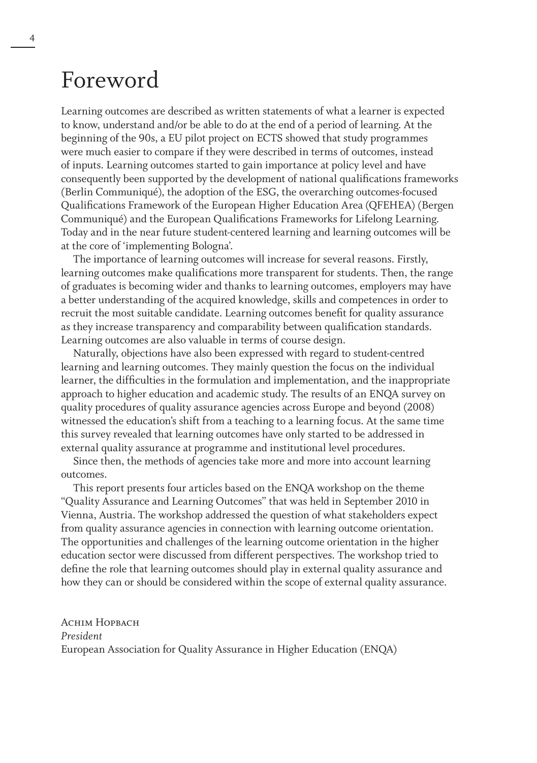# Foreword

Learning outcomes are described as written statements of what a learner is expected to know, understand and/or be able to do at the end of a period of learning. At the beginning of the 90s, a EU pilot project on ECTS showed that study programmes were much easier to compare if they were described in terms of outcomes, instead of inputs. Learning outcomes started to gain importance at policy level and have consequently been supported by the development of national qualifications frameworks (Berlin Communiqué), the adoption of the ESG, the overarching outcomes-focused Qualifications Framework of the European Higher Education Area (QFEHEA) (Bergen Communiqué) and the European Qualifications Frameworks for Lifelong Learning. Today and in the near future student-centered learning and learning outcomes will be at the core of 'implementing Bologna'.

The importance of learning outcomes will increase for several reasons. Firstly, learning outcomes make qualifications more transparent for students. Then, the range of graduates is becoming wider and thanks to learning outcomes, employers may have a better understanding of the acquired knowledge, skills and competences in order to recruit the most suitable candidate. Learning outcomes benefit for quality assurance as they increase transparency and comparability between qualification standards. Learning outcomes are also valuable in terms of course design.

Naturally, objections have also been expressed with regard to student-centred learning and learning outcomes. They mainly question the focus on the individual learner, the difficulties in the formulation and implementation, and the inappropriate approach to higher education and academic study. The results of an ENQA survey on quality procedures of quality assurance agencies across Europe and beyond (2008) witnessed the education's shift from a teaching to a learning focus. At the same time this survey revealed that learning outcomes have only started to be addressed in external quality assurance at programme and institutional level procedures.

Since then, the methods of agencies take more and more into account learning outcomes.

This report presents four articles based on the ENQA workshop on the theme "Quality Assurance and Learning Outcomes" that was held in September 2010 in Vienna, Austria. The workshop addressed the question of what stakeholders expect from quality assurance agencies in connection with learning outcome orientation. The opportunities and challenges of the learning outcome orientation in the higher education sector were discussed from different perspectives. The workshop tried to define the role that learning outcomes should play in external quality assurance and how they can or should be considered within the scope of external quality assurance.

Achim Hopbach
*President*
European Association for Quality Assurance in Higher Education (ENQA)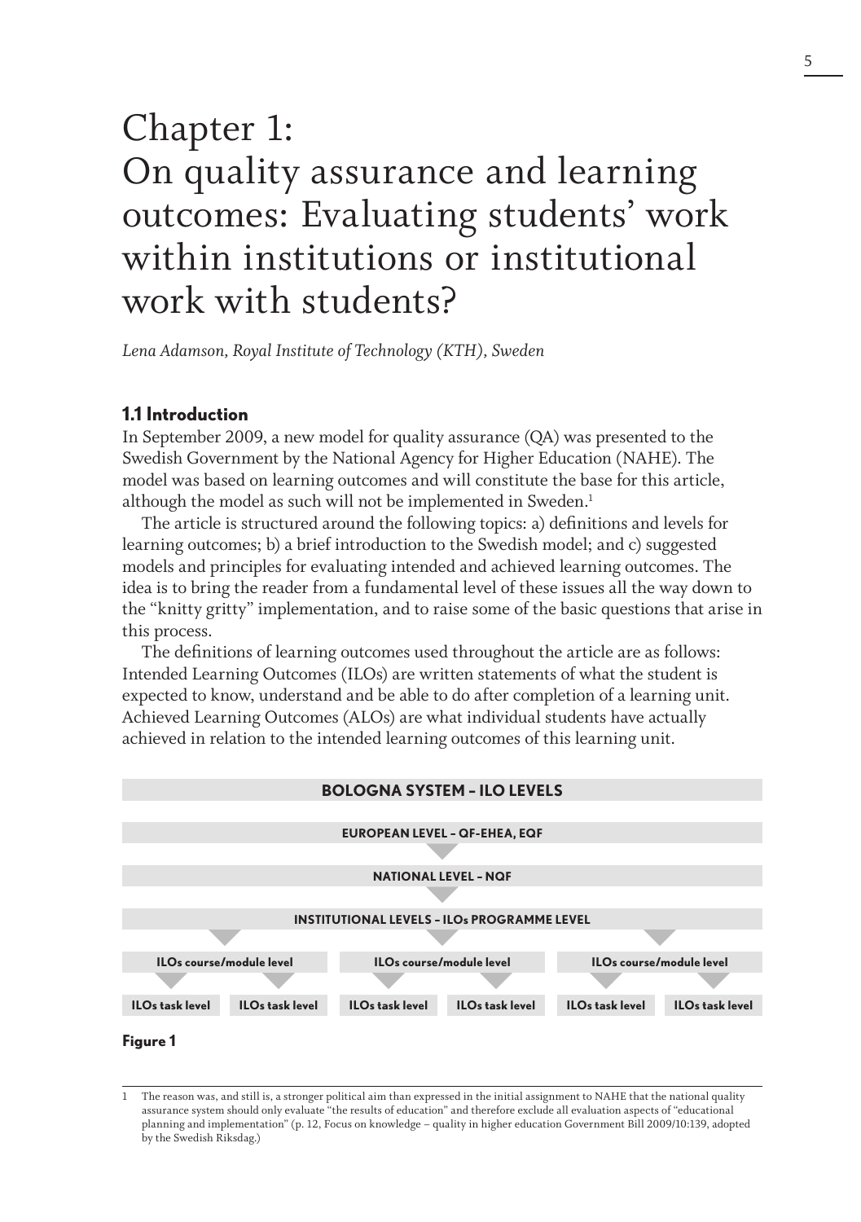# Chapter 1: On quality assurance and learning outcomes: Evaluating students' work within institutions or institutional work with students?

*Lena Adamson, Royal Institute of Technology (KTH), Sweden*

## 1.1 Introduction

In September 2009, a new model for quality assurance (QA) was presented to the Swedish Government by the National Agency for Higher Education (NAHE). The model was based on learning outcomes and will constitute the base for this article, although the model as such will not be implemented in Sweden.[1]

The article is structured around the following topics: a) definitions and levels for learning outcomes; b) a brief introduction to the Swedish model; and c) suggested models and principles for evaluating intended and achieved learning outcomes. The idea is to bring the reader from a fundamental level of these issues all the way down to the "knitty gritty" implementation, and to raise some of the basic questions that arise in this process.

The definitions of learning outcomes used throughout the article are as follows: Intended Learning Outcomes (ILOs) are written statements of what the student is expected to know, understand and be able to do after completion of a learning unit. Achieved Learning Outcomes (ALOs) are what individual students have actually achieved in relation to the intended learning outcomes of this learning unit.

**BOLOGNA SYSTEM – ILO LEVELS**

**EUROPEAN LEVEL – QF-EHEA, EQF**

**NATIONAL LEVEL – NQF**

**INSTITUTIONAL LEVELS – ILOs PROGRAMME LEVEL**

| ILOs course/module level | | ILOs course/module level | | ILOs course/module level | |
|---|---|---|---|---|---|
| ILOs task level | ILOs task level | ILOs task level | ILOs task level | ILOs task level | ILOs task level |

**Figure 1**

---

1 The reason was, and still is, a stronger political aim than expressed in the initial assignment to NAHE that the national quality assurance system should only evaluate "the results of education" and therefore exclude all evaluation aspects of "educational planning and implementation" (p. 12, Focus on knowledge – quality in higher education Government Bill 2009/10:139, adopted by the Swedish Riksdag.)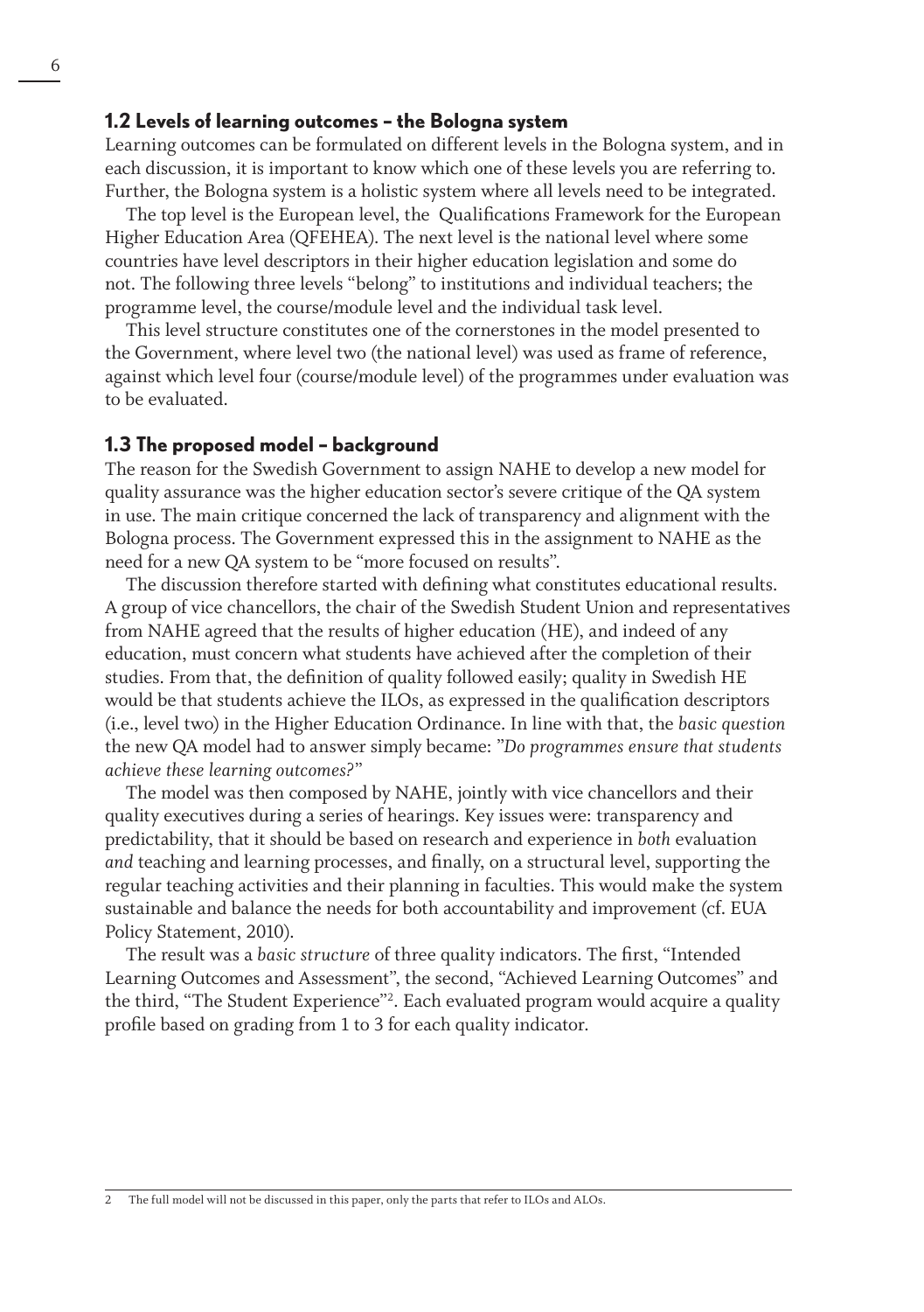## 1.2 Levels of learning outcomes – the Bologna system

Learning outcomes can be formulated on different levels in the Bologna system, and in each discussion, it is important to know which one of these levels you are referring to. Further, the Bologna system is a holistic system where all levels need to be integrated.

The top level is the European level, the Qualifications Framework for the European Higher Education Area (QFEHEA). The next level is the national level where some countries have level descriptors in their higher education legislation and some do not. The following three levels "belong" to institutions and individual teachers; the programme level, the course/module level and the individual task level.

This level structure constitutes one of the cornerstones in the model presented to the Government, where level two (the national level) was used as frame of reference, against which level four (course/module level) of the programmes under evaluation was to be evaluated.

## 1.3 The proposed model – background

The reason for the Swedish Government to assign NAHE to develop a new model for quality assurance was the higher education sector's severe critique of the QA system in use. The main critique concerned the lack of transparency and alignment with the Bologna process. The Government expressed this in the assignment to NAHE as the need for a new QA system to be "more focused on results".

The discussion therefore started with defining what constitutes educational results. A group of vice chancellors, the chair of the Swedish Student Union and representatives from NAHE agreed that the results of higher education (HE), and indeed of any education, must concern what students have achieved after the completion of their studies. From that, the definition of quality followed easily; quality in Swedish HE would be that students achieve the ILOs, as expressed in the qualification descriptors (i.e., level two) in the Higher Education Ordinance. In line with that, the *basic question* the new QA model had to answer simply became: "*Do programmes ensure that students achieve these learning outcomes?*"

The model was then composed by NAHE, jointly with vice chancellors and their quality executives during a series of hearings. Key issues were: transparency and predictability, that it should be based on research and experience in *both* evaluation *and* teaching and learning processes, and finally, on a structural level, supporting the regular teaching activities and their planning in faculties. This would make the system sustainable and balance the needs for both accountability and improvement (cf. EUA Policy Statement, 2010).

The result was a *basic structure* of three quality indicators. The first, "Intended Learning Outcomes and Assessment", the second, "Achieved Learning Outcomes" and the third, "The Student Experience"[2]. Each evaluated program would acquire a quality profile based on grading from 1 to 3 for each quality indicator.

2 The full model will not be discussed in this paper, only the parts that refer to ILOs and ALOs.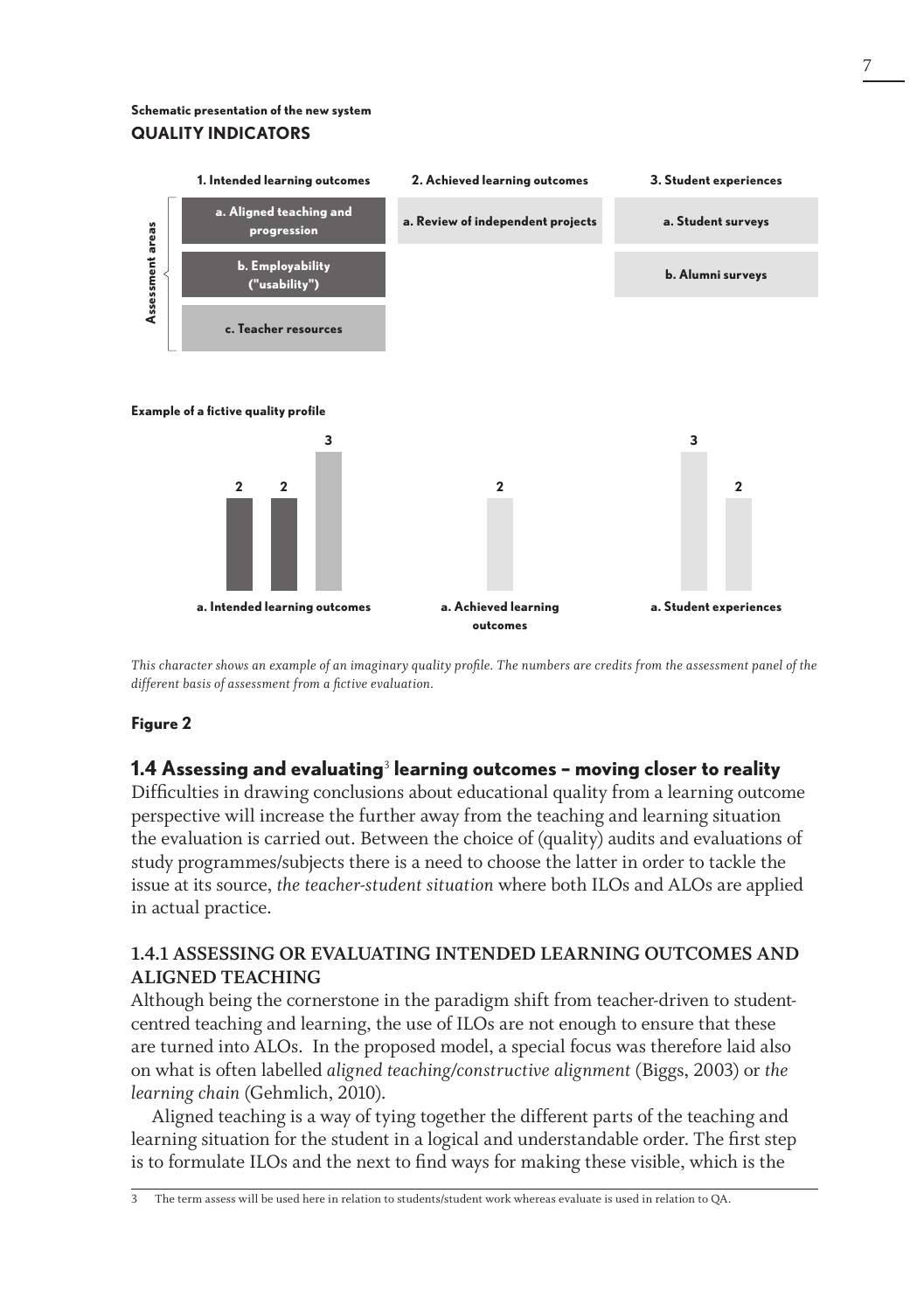**Schematic presentation of the new system**

**QUALITY INDICATORS**

| | 1. Intended learning outcomes | 2. Achieved learning outcomes | 3. Student experiences |
|---|---|---|---|
| Assessment areas | a. Aligned teaching and progression | a. Review of independent projects | a. Student surveys |
| | b. Employability ("usability") | | b. Alumni surveys |
| | c. Teacher resources | | |

**Example of a fictive quality profile**

| a. Intended learning outcomes | | | a. Achieved learning outcomes | a. Student experiences | |
|---|---|---|---|---|---|
| 2 | 2 | 3 | 2 | 3 | 2 |

*This character shows an example of an imaginary quality profile. The numbers are credits from the assessment panel of the different basis of assessment from a fictive evaluation.*

**Figure 2**

## 1.4 Assessing and evaluating[3] learning outcomes – moving closer to reality

Difficulties in drawing conclusions about educational quality from a learning outcome perspective will increase the further away from the teaching and learning situation the evaluation is carried out. Between the choice of (quality) audits and evaluations of study programmes/subjects there is a need to choose the latter in order to tackle the issue at its source, *the teacher-student situation* where both ILOs and ALOs are applied in actual practice.

### 1.4.1 ASSESSING OR EVALUATING INTENDED LEARNING OUTCOMES AND ALIGNED TEACHING

Although being the cornerstone in the paradigm shift from teacher-driven to student-centred teaching and learning, the use of ILOs are not enough to ensure that these are turned into ALOs. In the proposed model, a special focus was therefore laid also on what is often labelled *aligned teaching/constructive alignment* (Biggs, 2003) or *the learning chain* (Gehmlich, 2010).

Aligned teaching is a way of tying together the different parts of the teaching and learning situation for the student in a logical and understandable order. The first step is to formulate ILOs and the next to find ways for making these visible, which is the

3 The term assess will be used here in relation to students/student work whereas evaluate is used in relation to QA.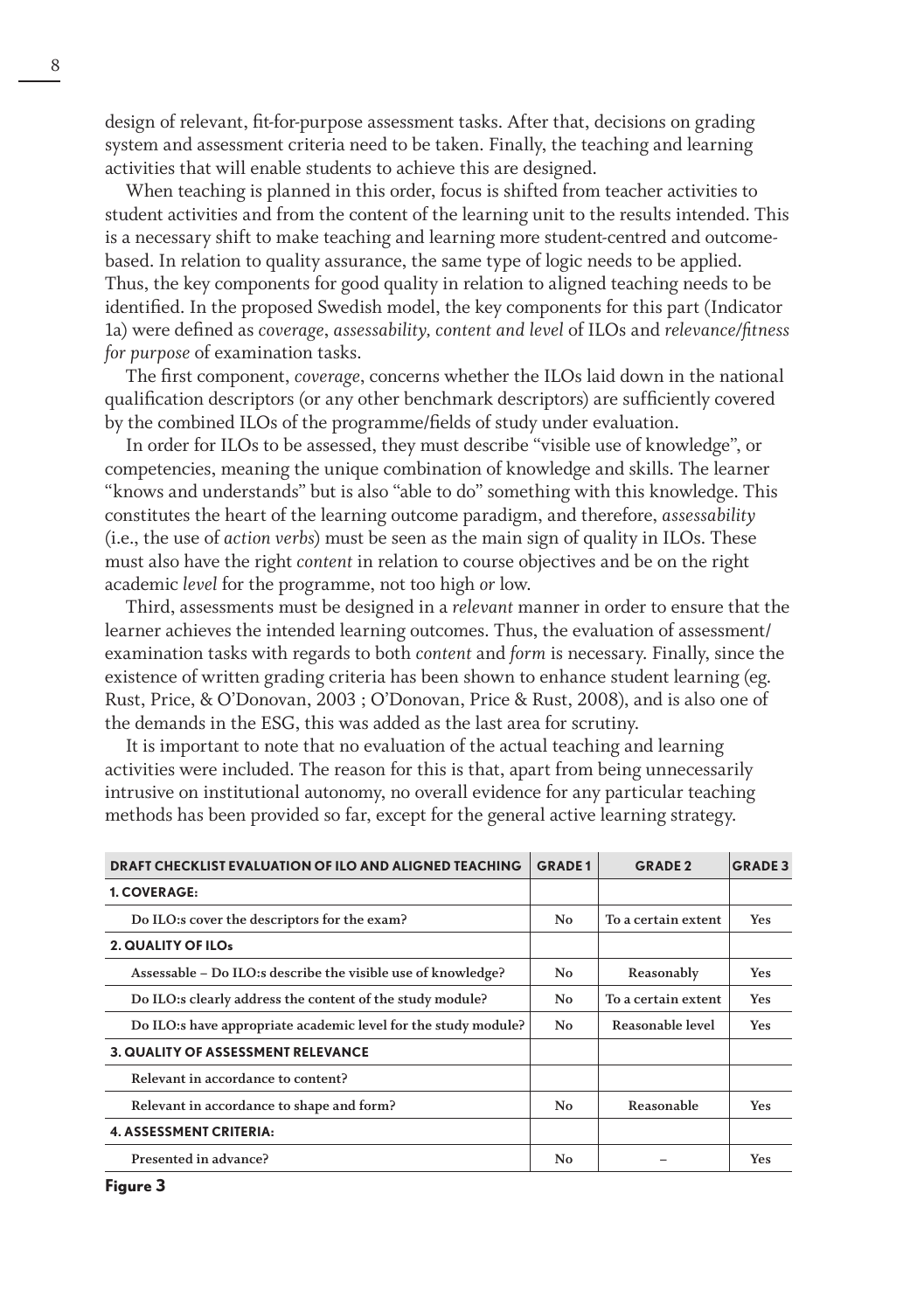design of relevant, fit-for-purpose assessment tasks. After that, decisions on grading system and assessment criteria need to be taken. Finally, the teaching and learning activities that will enable students to achieve this are designed.

When teaching is planned in this order, focus is shifted from teacher activities to student activities and from the content of the learning unit to the results intended. This is a necessary shift to make teaching and learning more student-centred and outcome-based. In relation to quality assurance, the same type of logic needs to be applied. Thus, the key components for good quality in relation to aligned teaching needs to be identified. In the proposed Swedish model, the key components for this part (Indicator 1a) were defined as *coverage*, *assessability, content and level* of ILOs and *relevance/fitness for purpose* of examination tasks.

The first component, *coverage*, concerns whether the ILOs laid down in the national qualification descriptors (or any other benchmark descriptors) are sufficiently covered by the combined ILOs of the programme/fields of study under evaluation.

In order for ILOs to be assessed, they must describe "visible use of knowledge", or competencies, meaning the unique combination of knowledge and skills. The learner "knows and understands" but is also "able to do" something with this knowledge. This constitutes the heart of the learning outcome paradigm, and therefore, *assessability* (i.e., the use of *action verbs*) must be seen as the main sign of quality in ILOs. These must also have the right *content* in relation to course objectives and be on the right academic *level* for the programme, not too high *or* low.

Third, assessments must be designed in a *relevant* manner in order to ensure that the learner achieves the intended learning outcomes. Thus, the evaluation of assessment/examination tasks with regards to both *content* and *form* is necessary. Finally, since the existence of written grading criteria has been shown to enhance student learning (eg. Rust, Price, & O'Donovan, 2003 ; O'Donovan, Price & Rust, 2008), and is also one of the demands in the ESG, this was added as the last area for scrutiny.

It is important to note that no evaluation of the actual teaching and learning activities were included. The reason for this is that, apart from being unnecessarily intrusive on institutional autonomy, no overall evidence for any particular teaching methods has been provided so far, except for the general active learning strategy.

| DRAFT CHECKLIST EVALUATION OF ILO AND ALIGNED TEACHING | GRADE 1 | GRADE 2 | GRADE 3 |
|---|---|---|---|
| **1. COVERAGE:** | | | |
| Do ILO:s cover the descriptors for the exam? | No | To a certain extent | Yes |
| **2. QUALITY OF ILOs** | | | |
| Assessable – Do ILO:s describe the visible use of knowledge? | No | Reasonably | Yes |
| Do ILO:s clearly address the content of the study module? | No | To a certain extent | Yes |
| Do ILO:s have appropriate academic level for the study module? | No | Reasonable level | Yes |
| **3. QUALITY OF ASSESSMENT RELEVANCE** | | | |
| Relevant in accordance to content? | | | |
| Relevant in accordance to shape and form? | No | Reasonable | Yes |
| **4. ASSESSMENT CRITERIA:** | | | |
| Presented in advance? | No | – | Yes |

**Figure 3**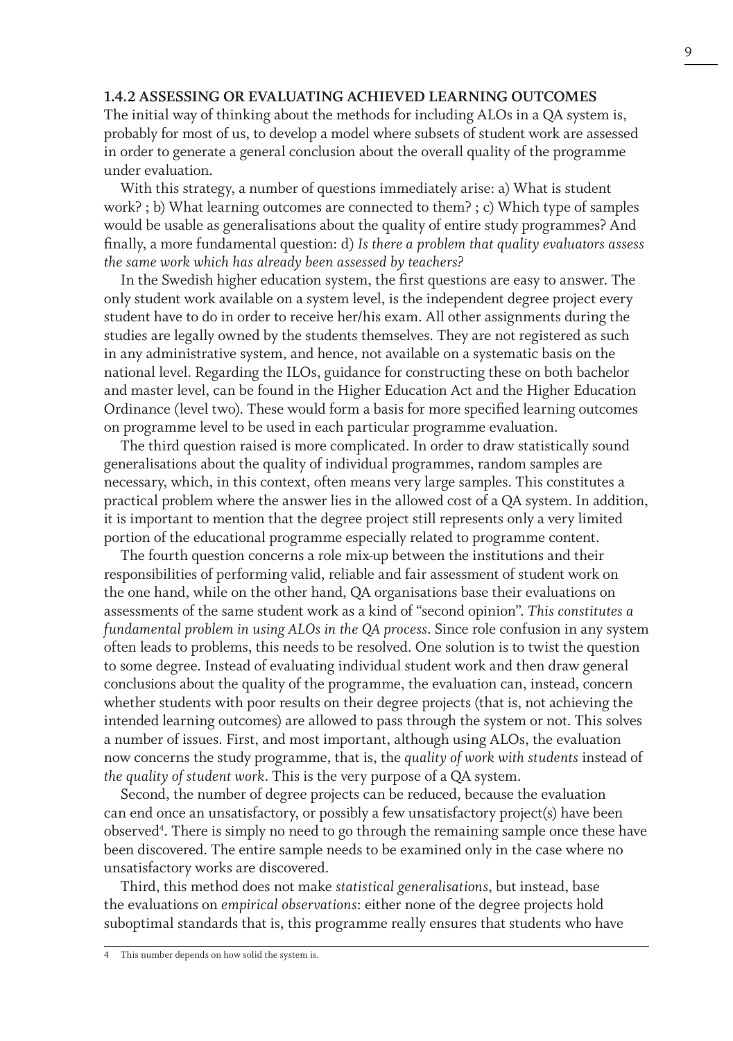### 1.4.2 ASSESSING OR EVALUATING ACHIEVED LEARNING OUTCOMES

The initial way of thinking about the methods for including ALOs in a QA system is, probably for most of us, to develop a model where subsets of student work are assessed in order to generate a general conclusion about the overall quality of the programme under evaluation.

With this strategy, a number of questions immediately arise: a) What is student work? ; b) What learning outcomes are connected to them? ; c) Which type of samples would be usable as generalisations about the quality of entire study programmes? And finally, a more fundamental question: d) *Is there a problem that quality evaluators assess the same work which has already been assessed by teachers?*

In the Swedish higher education system, the first questions are easy to answer. The only student work available on a system level, is the independent degree project every student have to do in order to receive her/his exam. All other assignments during the studies are legally owned by the students themselves. They are not registered as such in any administrative system, and hence, not available on a systematic basis on the national level. Regarding the ILOs, guidance for constructing these on both bachelor and master level, can be found in the Higher Education Act and the Higher Education Ordinance (level two). These would form a basis for more specified learning outcomes on programme level to be used in each particular programme evaluation.

The third question raised is more complicated. In order to draw statistically sound generalisations about the quality of individual programmes, random samples are necessary, which, in this context, often means very large samples. This constitutes a practical problem where the answer lies in the allowed cost of a QA system. In addition, it is important to mention that the degree project still represents only a very limited portion of the educational programme especially related to programme content.

The fourth question concerns a role mix-up between the institutions and their responsibilities of performing valid, reliable and fair assessment of student work on the one hand, while on the other hand, QA organisations base their evaluations on assessments of the same student work as a kind of "second opinion". *This constitutes a fundamental problem in using ALOs in the QA process*. Since role confusion in any system often leads to problems, this needs to be resolved. One solution is to twist the question to some degree. Instead of evaluating individual student work and then draw general conclusions about the quality of the programme, the evaluation can, instead, concern whether students with poor results on their degree projects (that is, not achieving the intended learning outcomes) are allowed to pass through the system or not. This solves a number of issues. First, and most important, although using ALOs, the evaluation now concerns the study programme, that is, the *quality of work with students* instead of *the quality of student work*. This is the very purpose of a QA system.

Second, the number of degree projects can be reduced, because the evaluation can end once an unsatisfactory, or possibly a few unsatisfactory project(s) have been observed[4]. There is simply no need to go through the remaining sample once these have been discovered. The entire sample needs to be examined only in the case where no unsatisfactory works are discovered.

Third, this method does not make *statistical generalisations*, but instead, base the evaluations on *empirical observations*: either none of the degree projects hold suboptimal standards that is, this programme really ensures that students who have

4 This number depends on how solid the system is.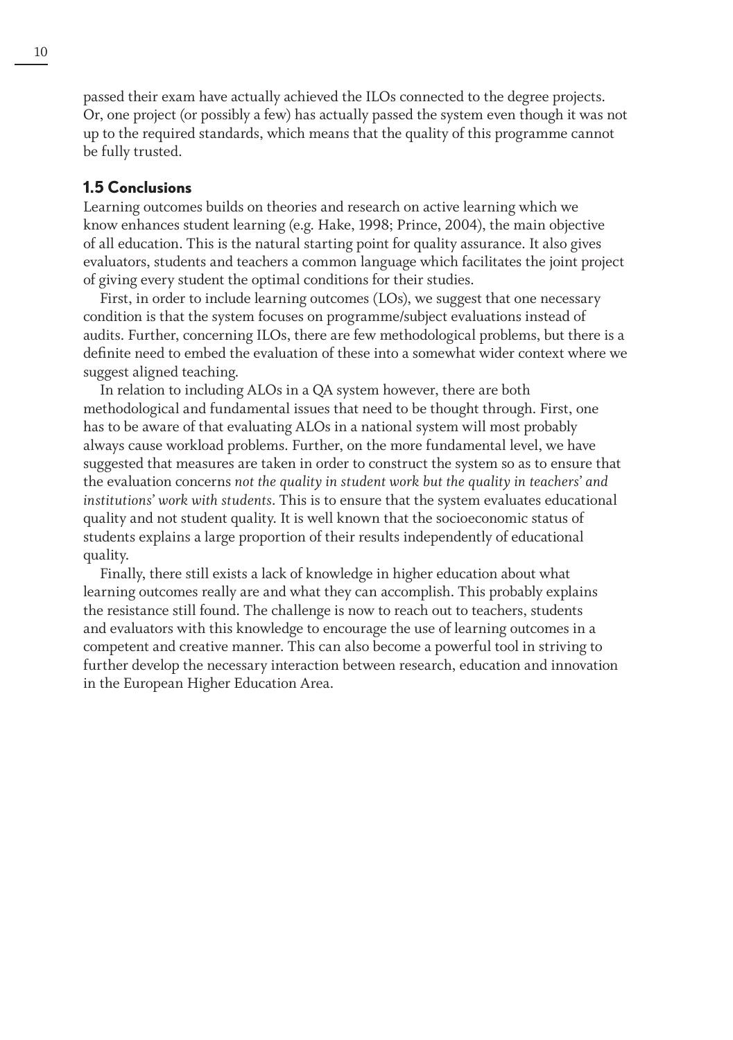passed their exam have actually achieved the ILOs connected to the degree projects. Or, one project (or possibly a few) has actually passed the system even though it was not up to the required standards, which means that the quality of this programme cannot be fully trusted.

### 1.5 Conclusions

Learning outcomes builds on theories and research on active learning which we know enhances student learning (e.g. Hake, 1998; Prince, 2004), the main objective of all education. This is the natural starting point for quality assurance. It also gives evaluators, students and teachers a common language which facilitates the joint project of giving every student the optimal conditions for their studies.

First, in order to include learning outcomes (LOs), we suggest that one necessary condition is that the system focuses on programme/subject evaluations instead of audits. Further, concerning ILOs, there are few methodological problems, but there is a definite need to embed the evaluation of these into a somewhat wider context where we suggest aligned teaching.

In relation to including ALOs in a QA system however, there are both methodological and fundamental issues that need to be thought through. First, one has to be aware of that evaluating ALOs in a national system will most probably always cause workload problems. Further, on the more fundamental level, we have suggested that measures are taken in order to construct the system so as to ensure that the evaluation concerns *not the quality in student work but the quality in teachers' and institutions' work with students*. This is to ensure that the system evaluates educational quality and not student quality. It is well known that the socioeconomic status of students explains a large proportion of their results independently of educational quality.

Finally, there still exists a lack of knowledge in higher education about what learning outcomes really are and what they can accomplish. This probably explains the resistance still found. The challenge is now to reach out to teachers, students and evaluators with this knowledge to encourage the use of learning outcomes in a competent and creative manner. This can also become a powerful tool in striving to further develop the necessary interaction between research, education and innovation in the European Higher Education Area.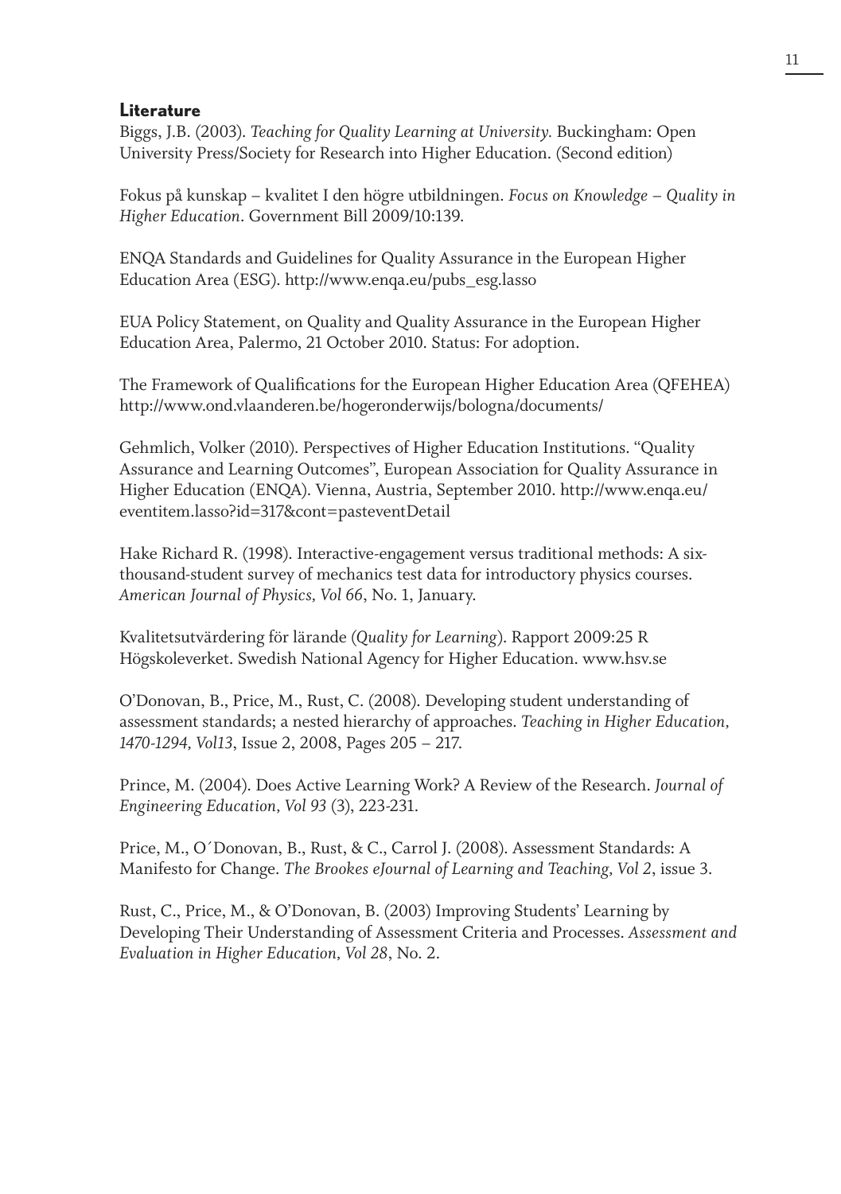## Literature

Biggs, J.B. (2003). *Teaching for Quality Learning at University.* Buckingham: Open University Press/Society for Research into Higher Education. (Second edition)

Fokus på kunskap – kvalitet I den högre utbildningen. *Focus on Knowledge – Quality in Higher Education*. Government Bill 2009/10:139.

ENQA Standards and Guidelines for Quality Assurance in the European Higher Education Area (ESG). http://www.enqa.eu/pubs_esg.lasso

EUA Policy Statement, on Quality and Quality Assurance in the European Higher Education Area, Palermo, 21 October 2010. Status: For adoption.

The Framework of Qualifications for the European Higher Education Area (QFEHEA) http://www.ond.vlaanderen.be/hogeronderwijs/bologna/documents/

Gehmlich, Volker (2010). Perspectives of Higher Education Institutions. "Quality Assurance and Learning Outcomes", European Association for Quality Assurance in Higher Education (ENQA). Vienna, Austria, September 2010. http://www.enqa.eu/eventitem.lasso?id=317&cont=pasteventDetail

Hake Richard R. (1998). Interactive-engagement versus traditional methods: A six-thousand-student survey of mechanics test data for introductory physics courses. *American Journal of Physics, Vol 66*, No. 1, January.

Kvalitetsutvärdering för lärande (*Quality for Learning*). Rapport 2009:25 R Högskoleverket. Swedish National Agency for Higher Education. www.hsv.se

O'Donovan, B., Price, M., Rust, C. (2008). Developing student understanding of assessment standards; a nested hierarchy of approaches. *Teaching in Higher Education, 1470-1294, Vol13*, Issue 2, 2008, Pages 205 – 217.

Prince, M. (2004). Does Active Learning Work? A Review of the Research. *Journal of Engineering Education, Vol 93* (3), 223-231.

Price, M., O´Donovan, B., Rust, & C., Carrol J. (2008). Assessment Standards: A Manifesto for Change. *The Brookes eJournal of Learning and Teaching, Vol 2*, issue 3.

Rust, C., Price, M., & O'Donovan, B. (2003) Improving Students' Learning by Developing Their Understanding of Assessment Criteria and Processes. *Assessment and Evaluation in Higher Education, Vol 28*, No. 2.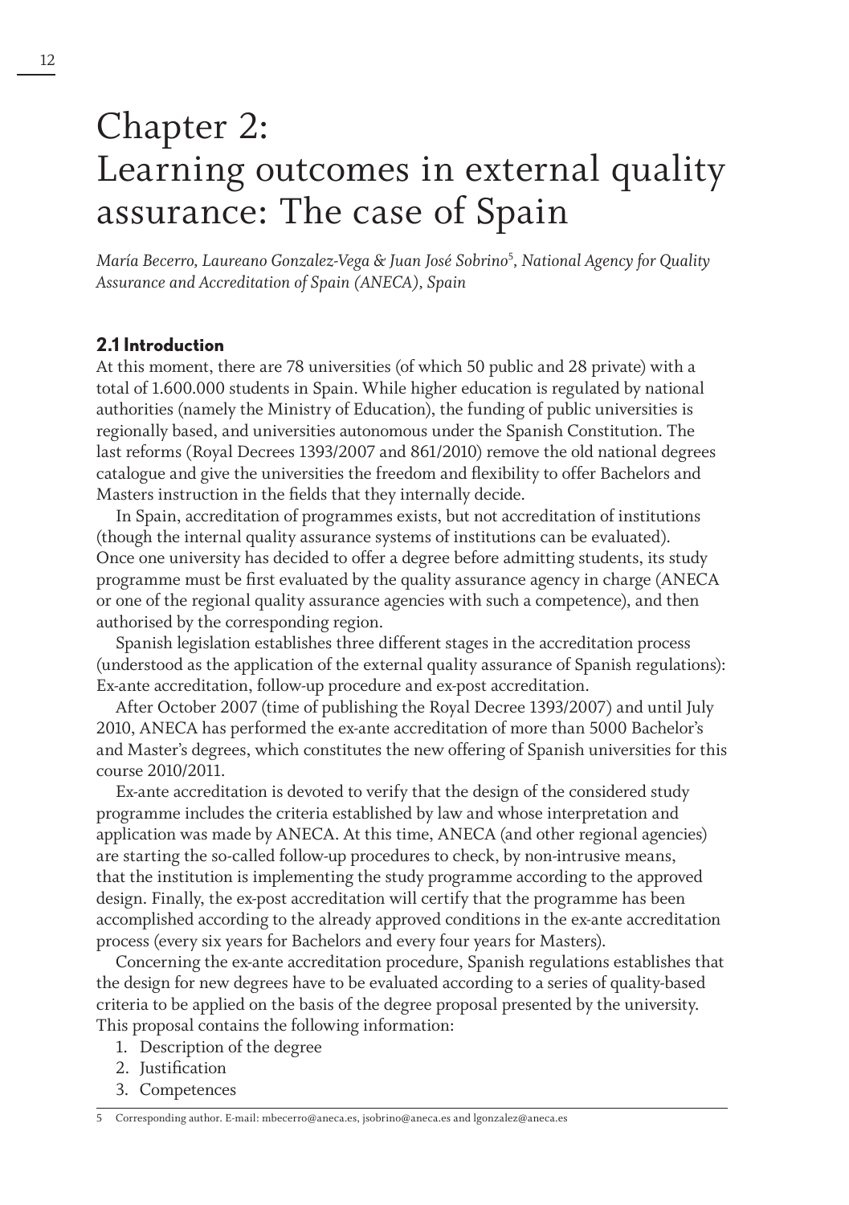# Chapter 2: Learning outcomes in external quality assurance: The case of Spain

*María Becerro, Laureano Gonzalez-Vega & Juan José Sobrino*[5], *National Agency for Quality Assurance and Accreditation of Spain (ANECA), Spain*

## 2.1 Introduction

At this moment, there are 78 universities (of which 50 public and 28 private) with a total of 1.600.000 students in Spain. While higher education is regulated by national authorities (namely the Ministry of Education), the funding of public universities is regionally based, and universities autonomous under the Spanish Constitution. The last reforms (Royal Decrees 1393/2007 and 861/2010) remove the old national degrees catalogue and give the universities the freedom and flexibility to offer Bachelors and Masters instruction in the fields that they internally decide.

In Spain, accreditation of programmes exists, but not accreditation of institutions (though the internal quality assurance systems of institutions can be evaluated). Once one university has decided to offer a degree before admitting students, its study programme must be first evaluated by the quality assurance agency in charge (ANECA or one of the regional quality assurance agencies with such a competence), and then authorised by the corresponding region.

Spanish legislation establishes three different stages in the accreditation process (understood as the application of the external quality assurance of Spanish regulations): Ex-ante accreditation, follow-up procedure and ex-post accreditation.

After October 2007 (time of publishing the Royal Decree 1393/2007) and until July 2010, ANECA has performed the ex-ante accreditation of more than 5000 Bachelor's and Master's degrees, which constitutes the new offering of Spanish universities for this course 2010/2011.

Ex-ante accreditation is devoted to verify that the design of the considered study programme includes the criteria established by law and whose interpretation and application was made by ANECA. At this time, ANECA (and other regional agencies) are starting the so-called follow-up procedures to check, by non-intrusive means, that the institution is implementing the study programme according to the approved design. Finally, the ex-post accreditation will certify that the programme has been accomplished according to the already approved conditions in the ex-ante accreditation process (every six years for Bachelors and every four years for Masters).

Concerning the ex-ante accreditation procedure, Spanish regulations establishes that the design for new degrees have to be evaluated according to a series of quality-based criteria to be applied on the basis of the degree proposal presented by the university. This proposal contains the following information:

1. Description of the degree
2. Justification
3. Competences

[5] Corresponding author. E-mail: mbecerro@aneca.es, jsobrino@aneca.es and lgonzalez@aneca.es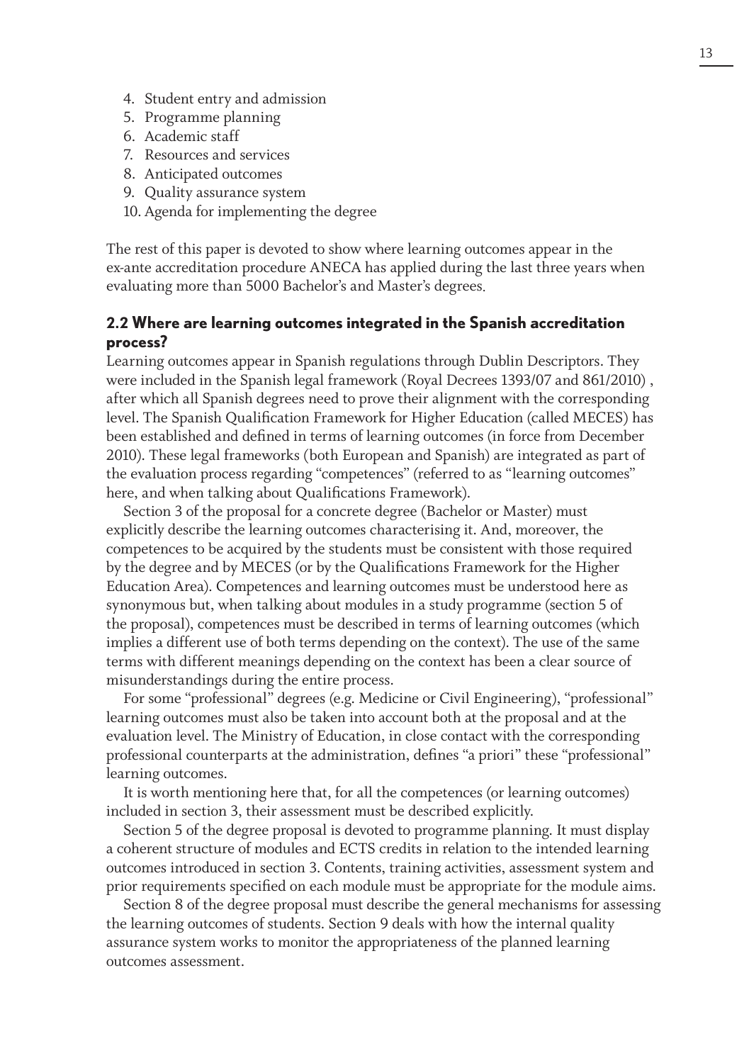4. Student entry and admission
5. Programme planning
6. Academic staff
7. Resources and services
8. Anticipated outcomes
9. Quality assurance system
10. Agenda for implementing the degree

The rest of this paper is devoted to show where learning outcomes appear in the ex-ante accreditation procedure ANECA has applied during the last three years when evaluating more than 5000 Bachelor's and Master's degrees.

### 2.2 Where are learning outcomes integrated in the Spanish accreditation process?

Learning outcomes appear in Spanish regulations through Dublin Descriptors. They were included in the Spanish legal framework (Royal Decrees 1393/07 and 861/2010) , after which all Spanish degrees need to prove their alignment with the corresponding level. The Spanish Qualification Framework for Higher Education (called MECES) has been established and defined in terms of learning outcomes (in force from December 2010). These legal frameworks (both European and Spanish) are integrated as part of the evaluation process regarding "competences" (referred to as "learning outcomes" here, and when talking about Qualifications Framework).

Section 3 of the proposal for a concrete degree (Bachelor or Master) must explicitly describe the learning outcomes characterising it. And, moreover, the competences to be acquired by the students must be consistent with those required by the degree and by MECES (or by the Qualifications Framework for the Higher Education Area). Competences and learning outcomes must be understood here as synonymous but, when talking about modules in a study programme (section 5 of the proposal), competences must be described in terms of learning outcomes (which implies a different use of both terms depending on the context). The use of the same terms with different meanings depending on the context has been a clear source of misunderstandings during the entire process.

For some "professional" degrees (e.g. Medicine or Civil Engineering), "professional" learning outcomes must also be taken into account both at the proposal and at the evaluation level. The Ministry of Education, in close contact with the corresponding professional counterparts at the administration, defines "a priori" these "professional" learning outcomes.

It is worth mentioning here that, for all the competences (or learning outcomes) included in section 3, their assessment must be described explicitly.

Section 5 of the degree proposal is devoted to programme planning. It must display a coherent structure of modules and ECTS credits in relation to the intended learning outcomes introduced in section 3. Contents, training activities, assessment system and prior requirements specified on each module must be appropriate for the module aims.

Section 8 of the degree proposal must describe the general mechanisms for assessing the learning outcomes of students. Section 9 deals with how the internal quality assurance system works to monitor the appropriateness of the planned learning outcomes assessment.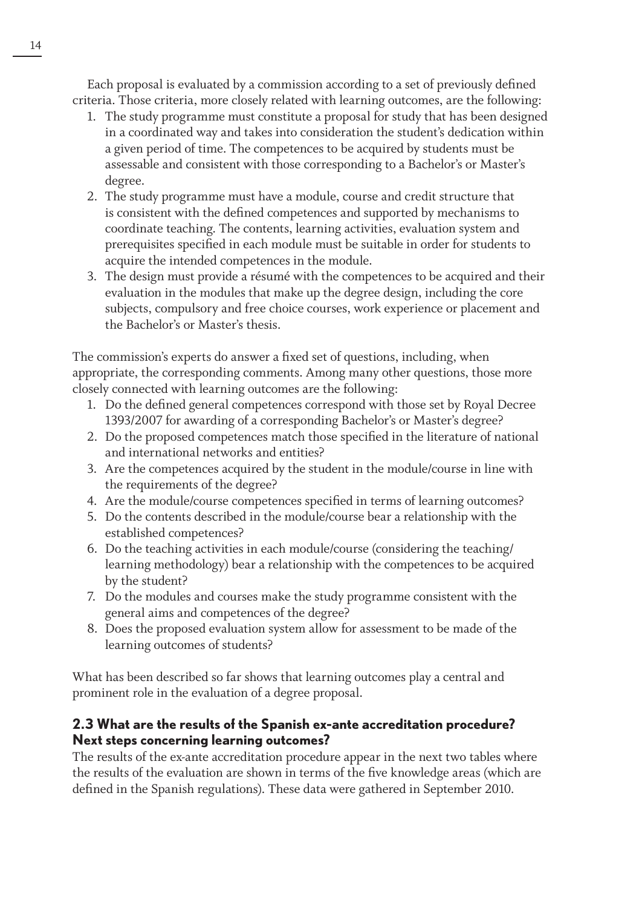Each proposal is evaluated by a commission according to a set of previously defined criteria. Those criteria, more closely related with learning outcomes, are the following:

1. The study programme must constitute a proposal for study that has been designed in a coordinated way and takes into consideration the student's dedication within a given period of time. The competences to be acquired by students must be assessable and consistent with those corresponding to a Bachelor's or Master's degree.
2. The study programme must have a module, course and credit structure that is consistent with the defined competences and supported by mechanisms to coordinate teaching. The contents, learning activities, evaluation system and prerequisites specified in each module must be suitable in order for students to acquire the intended competences in the module.
3. The design must provide a résumé with the competences to be acquired and their evaluation in the modules that make up the degree design, including the core subjects, compulsory and free choice courses, work experience or placement and the Bachelor's or Master's thesis.

The commission's experts do answer a fixed set of questions, including, when appropriate, the corresponding comments. Among many other questions, those more closely connected with learning outcomes are the following:

1. Do the defined general competences correspond with those set by Royal Decree 1393/2007 for awarding of a corresponding Bachelor's or Master's degree?
2. Do the proposed competences match those specified in the literature of national and international networks and entities?
3. Are the competences acquired by the student in the module/course in line with the requirements of the degree?
4. Are the module/course competences specified in terms of learning outcomes?
5. Do the contents described in the module/course bear a relationship with the established competences?
6. Do the teaching activities in each module/course (considering the teaching/learning methodology) bear a relationship with the competences to be acquired by the student?
7. Do the modules and courses make the study programme consistent with the general aims and competences of the degree?
8. Does the proposed evaluation system allow for assessment to be made of the learning outcomes of students?

What has been described so far shows that learning outcomes play a central and prominent role in the evaluation of a degree proposal.

### 2.3 What are the results of the Spanish ex-ante accreditation procedure? Next steps concerning learning outcomes?

The results of the ex-ante accreditation procedure appear in the next two tables where the results of the evaluation are shown in terms of the five knowledge areas (which are defined in the Spanish regulations). These data were gathered in September 2010.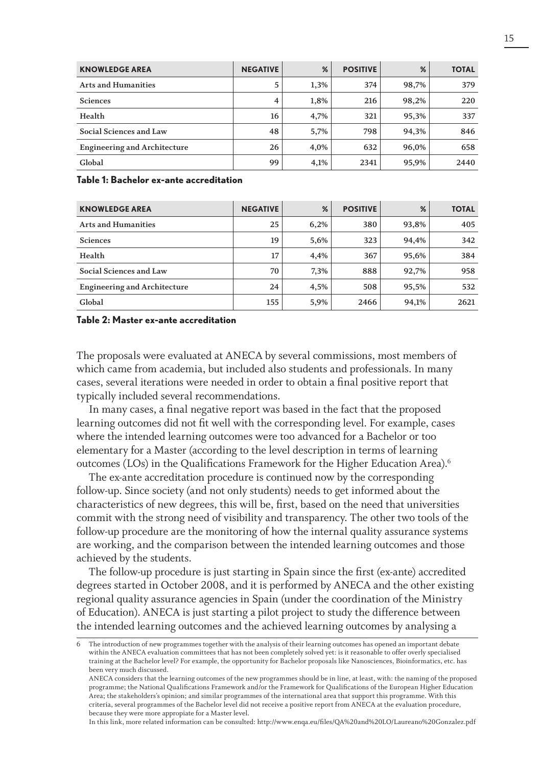| KNOWLEDGE AREA | NEGATIVE | % | POSITIVE | % | TOTAL |
|---|---|---|---|---|---|
| Arts and Humanities | 5 | 1,3% | 374 | 98,7% | 379 |
| Sciences | 4 | 1,8% | 216 | 98,2% | 220 |
| Health | 16 | 4,7% | 321 | 95,3% | 337 |
| Social Sciences and Law | 48 | 5,7% | 798 | 94,3% | 846 |
| Engineering and Architecture | 26 | 4,0% | 632 | 96,0% | 658 |
| Global | 99 | 4,1% | 2341 | 95,9% | 2440 |

**Table 1: Bachelor ex-ante accreditation**

| KNOWLEDGE AREA | NEGATIVE | % | POSITIVE | % | TOTAL |
|---|---|---|---|---|---|
| Arts and Humanities | 25 | 6,2% | 380 | 93,8% | 405 |
| Sciences | 19 | 5,6% | 323 | 94,4% | 342 |
| Health | 17 | 4,4% | 367 | 95,6% | 384 |
| Social Sciences and Law | 70 | 7,3% | 888 | 92,7% | 958 |
| Engineering and Architecture | 24 | 4,5% | 508 | 95,5% | 532 |
| Global | 155 | 5,9% | 2466 | 94,1% | 2621 |

**Table 2: Master ex-ante accreditation**

The proposals were evaluated at ANECA by several commissions, most members of which came from academia, but included also students and professionals. In many cases, several iterations were needed in order to obtain a final positive report that typically included several recommendations.

In many cases, a final negative report was based in the fact that the proposed learning outcomes did not fit well with the corresponding level. For example, cases where the intended learning outcomes were too advanced for a Bachelor or too elementary for a Master (according to the level description in terms of learning outcomes (LOs) in the Qualifications Framework for the Higher Education Area).[6]

The ex-ante accreditation procedure is continued now by the corresponding follow-up. Since society (and not only students) needs to get informed about the characteristics of new degrees, this will be, first, based on the need that universities commit with the strong need of visibility and transparency. The other two tools of the follow-up procedure are the monitoring of how the internal quality assurance systems are working, and the comparison between the intended learning outcomes and those achieved by the students.

The follow-up procedure is just starting in Spain since the first (ex-ante) accredited degrees started in October 2008, and it is performed by ANECA and the other existing regional quality assurance agencies in Spain (under the coordination of the Ministry of Education). ANECA is just starting a pilot project to study the difference between the intended learning outcomes and the achieved learning outcomes by analysing a

6 The introduction of new programmes together with the analysis of their learning outcomes has opened an important debate within the ANECA evaluation committees that has not been completely solved yet: is it reasonable to offer overly specialised training at the Bachelor level? For example, the opportunity for Bachelor proposals like Nanosciences, Bioinformatics, etc. has been very much discussed.
ANECA considers that the learning outcomes of the new programmes should be in line, at least, with: the naming of the proposed programme; the National Qualifications Framework and/or the Framework for Qualifications of the European Higher Education Area; the stakeholders's opinion; and similar programmes of the international area that support this programme. With this criteria, several programmes of the Bachelor level did not receive a positive report from ANECA at the evaluation procedure, because they were more appropiate for a Master level.
In this link, more related information can be consulted: http://www.enqa.eu/files/QA%20and%20LO/Laureano%20Gonzalez.pdf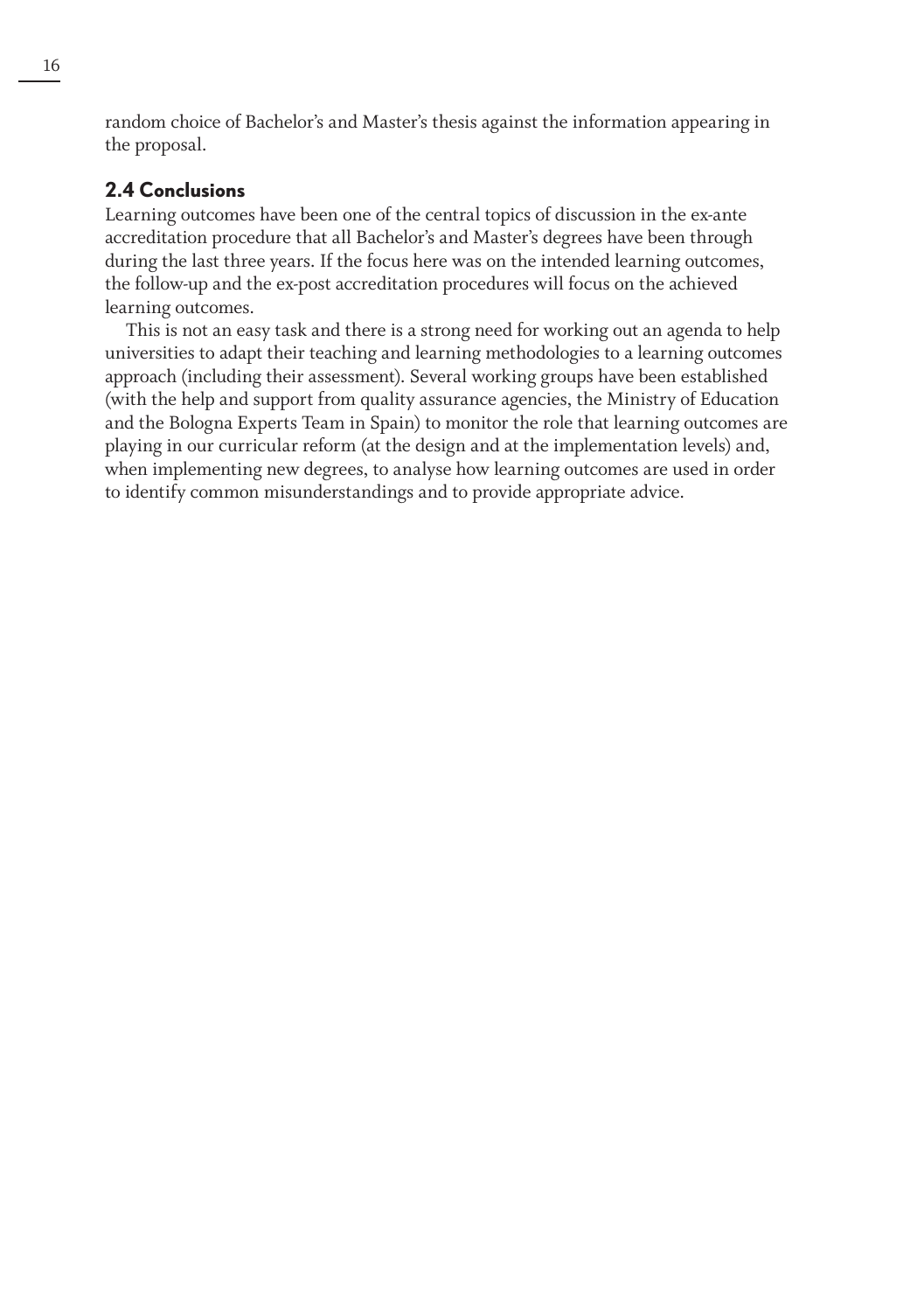random choice of Bachelor's and Master's thesis against the information appearing in the proposal.

## 2.4 Conclusions

Learning outcomes have been one of the central topics of discussion in the ex-ante accreditation procedure that all Bachelor's and Master's degrees have been through during the last three years. If the focus here was on the intended learning outcomes, the follow-up and the ex-post accreditation procedures will focus on the achieved learning outcomes.

This is not an easy task and there is a strong need for working out an agenda to help universities to adapt their teaching and learning methodologies to a learning outcomes approach (including their assessment). Several working groups have been established (with the help and support from quality assurance agencies, the Ministry of Education and the Bologna Experts Team in Spain) to monitor the role that learning outcomes are playing in our curricular reform (at the design and at the implementation levels) and, when implementing new degrees, to analyse how learning outcomes are used in order to identify common misunderstandings and to provide appropriate advice.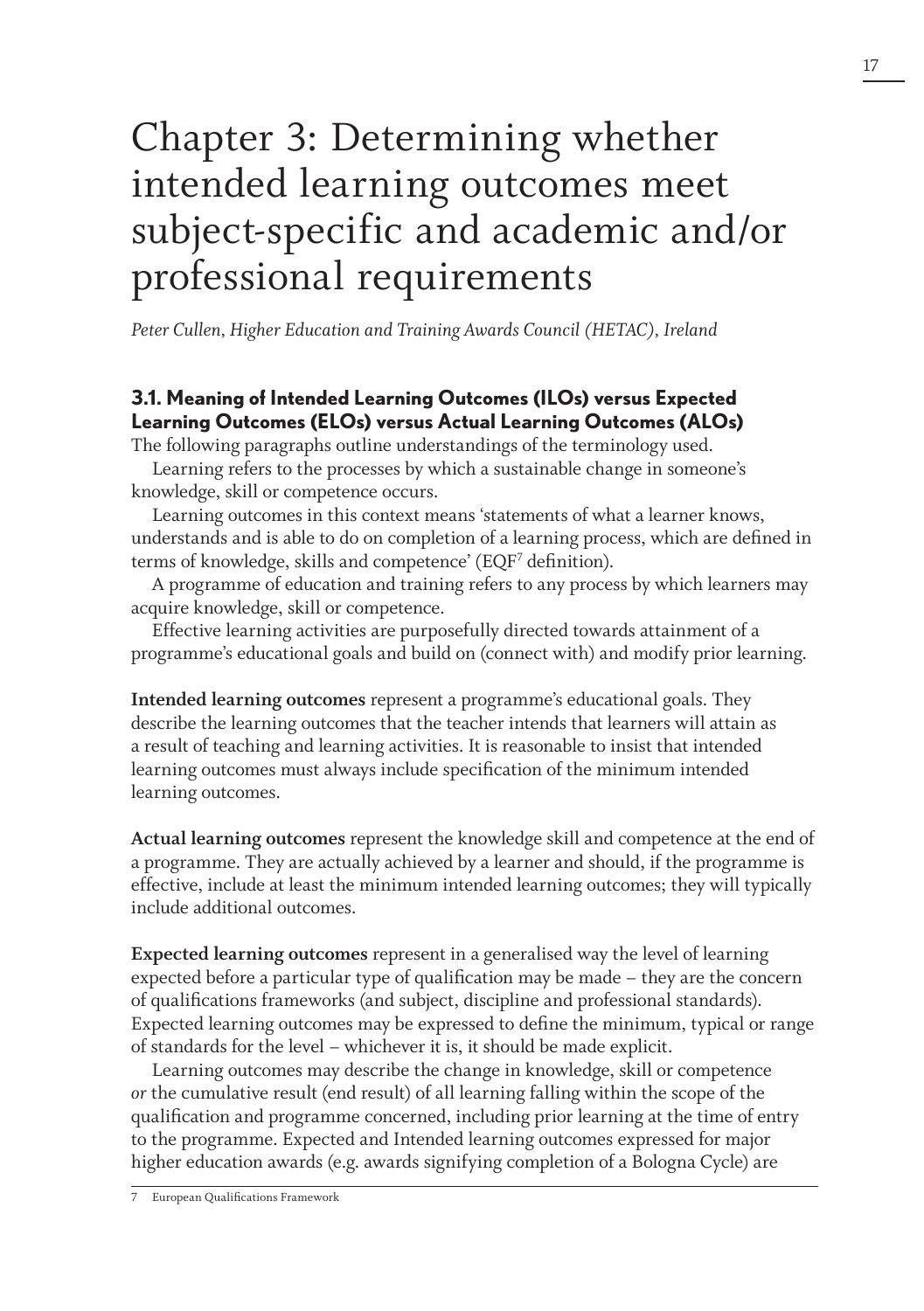# Chapter 3: Determining whether intended learning outcomes meet subject-specific and academic and/or professional requirements

*Peter Cullen, Higher Education and Training Awards Council (HETAC), Ireland*

## 3.1. Meaning of Intended Learning Outcomes (ILOs) versus Expected Learning Outcomes (ELOs) versus Actual Learning Outcomes (ALOs)

The following paragraphs outline understandings of the terminology used.

Learning refers to the processes by which a sustainable change in someone's knowledge, skill or competence occurs.

Learning outcomes in this context means 'statements of what a learner knows, understands and is able to do on completion of a learning process, which are defined in terms of knowledge, skills and competence' (EQF[7] definition).

A programme of education and training refers to any process by which learners may acquire knowledge, skill or competence.

Effective learning activities are purposefully directed towards attainment of a programme's educational goals and build on (connect with) and modify prior learning.

**Intended learning outcomes** represent a programme's educational goals. They describe the learning outcomes that the teacher intends that learners will attain as a result of teaching and learning activities. It is reasonable to insist that intended learning outcomes must always include specification of the minimum intended learning outcomes.

**Actual learning outcomes** represent the knowledge skill and competence at the end of a programme. They are actually achieved by a learner and should, if the programme is effective, include at least the minimum intended learning outcomes; they will typically include additional outcomes.

**Expected learning outcomes** represent in a generalised way the level of learning expected before a particular type of qualification may be made – they are the concern of qualifications frameworks (and subject, discipline and professional standards). Expected learning outcomes may be expressed to define the minimum, typical or range of standards for the level – whichever it is, it should be made explicit.

Learning outcomes may describe the change in knowledge, skill or competence *or* the cumulative result (end result) of all learning falling within the scope of the qualification and programme concerned, including prior learning at the time of entry to the programme. Expected and Intended learning outcomes expressed for major higher education awards (e.g. awards signifying completion of a Bologna Cycle) are

7 European Qualifications Framework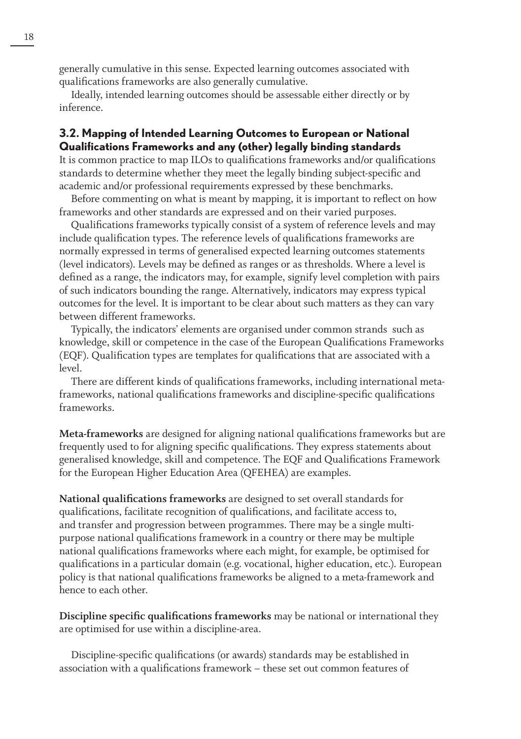generally cumulative in this sense. Expected learning outcomes associated with qualifications frameworks are also generally cumulative.

Ideally, intended learning outcomes should be assessable either directly or by inference.

### 3.2. Mapping of Intended Learning Outcomes to European or National Qualifications Frameworks and any (other) legally binding standards

It is common practice to map ILOs to qualifications frameworks and/or qualifications standards to determine whether they meet the legally binding subject-specific and academic and/or professional requirements expressed by these benchmarks.

Before commenting on what is meant by mapping, it is important to reflect on how frameworks and other standards are expressed and on their varied purposes.

Qualifications frameworks typically consist of a system of reference levels and may include qualification types. The reference levels of qualifications frameworks are normally expressed in terms of generalised expected learning outcomes statements (level indicators). Levels may be defined as ranges or as thresholds. Where a level is defined as a range, the indicators may, for example, signify level completion with pairs of such indicators bounding the range. Alternatively, indicators may express typical outcomes for the level. It is important to be clear about such matters as they can vary between different frameworks.

Typically, the indicators' elements are organised under common strands such as knowledge, skill or competence in the case of the European Qualifications Frameworks (EQF). Qualification types are templates for qualifications that are associated with a level.

There are different kinds of qualifications frameworks, including international meta-frameworks, national qualifications frameworks and discipline-specific qualifications frameworks.

**Meta-frameworks** are designed for aligning national qualifications frameworks but are frequently used to for aligning specific qualifications. They express statements about generalised knowledge, skill and competence. The EQF and Qualifications Framework for the European Higher Education Area (QFEHEA) are examples.

**National qualifications frameworks** are designed to set overall standards for qualifications, facilitate recognition of qualifications, and facilitate access to, and transfer and progression between programmes. There may be a single multi-purpose national qualifications framework in a country or there may be multiple national qualifications frameworks where each might, for example, be optimised for qualifications in a particular domain (e.g. vocational, higher education, etc.). European policy is that national qualifications frameworks be aligned to a meta-framework and hence to each other.

**Discipline specific qualifications frameworks** may be national or international they are optimised for use within a discipline-area.

Discipline-specific qualifications (or awards) standards may be established in association with a qualifications framework – these set out common features of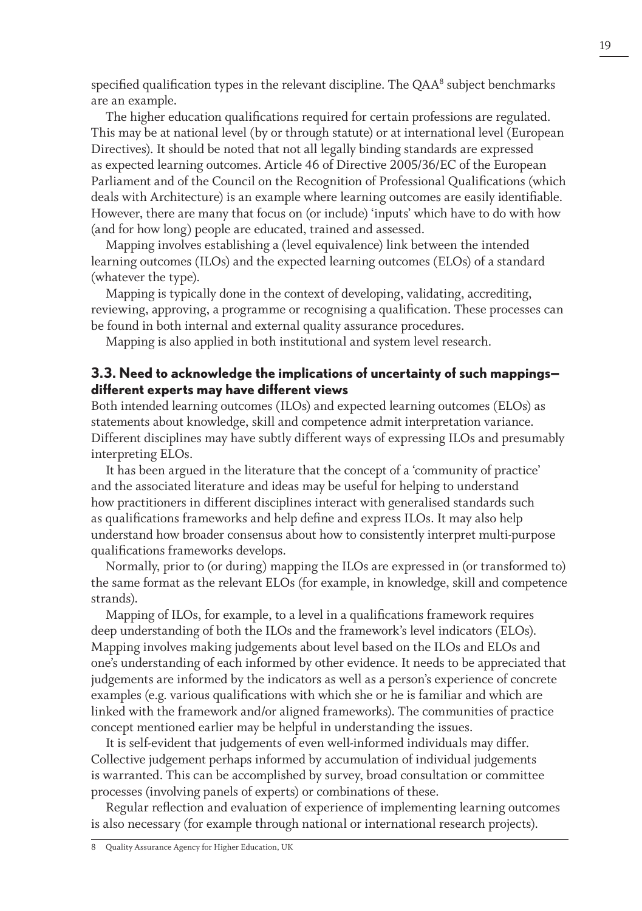specified qualification types in the relevant discipline. The QAA[8] subject benchmarks are an example.

The higher education qualifications required for certain professions are regulated. This may be at national level (by or through statute) or at international level (European Directives). It should be noted that not all legally binding standards are expressed as expected learning outcomes. Article 46 of Directive 2005/36/EC of the European Parliament and of the Council on the Recognition of Professional Qualifications (which deals with Architecture) is an example where learning outcomes are easily identifiable. However, there are many that focus on (or include) 'inputs' which have to do with how (and for how long) people are educated, trained and assessed.

Mapping involves establishing a (level equivalence) link between the intended learning outcomes (ILOs) and the expected learning outcomes (ELOs) of a standard (whatever the type).

Mapping is typically done in the context of developing, validating, accrediting, reviewing, approving, a programme or recognising a qualification. These processes can be found in both internal and external quality assurance procedures.

Mapping is also applied in both institutional and system level research.

### 3.3. Need to acknowledge the implications of uncertainty of such mappings—different experts may have different views

Both intended learning outcomes (ILOs) and expected learning outcomes (ELOs) as statements about knowledge, skill and competence admit interpretation variance. Different disciplines may have subtly different ways of expressing ILOs and presumably interpreting ELOs.

It has been argued in the literature that the concept of a 'community of practice' and the associated literature and ideas may be useful for helping to understand how practitioners in different disciplines interact with generalised standards such as qualifications frameworks and help define and express ILOs. It may also help understand how broader consensus about how to consistently interpret multi-purpose qualifications frameworks develops.

Normally, prior to (or during) mapping the ILOs are expressed in (or transformed to) the same format as the relevant ELOs (for example, in knowledge, skill and competence strands).

Mapping of ILOs, for example, to a level in a qualifications framework requires deep understanding of both the ILOs and the framework's level indicators (ELOs). Mapping involves making judgements about level based on the ILOs and ELOs and one's understanding of each informed by other evidence. It needs to be appreciated that judgements are informed by the indicators as well as a person's experience of concrete examples (e.g. various qualifications with which she or he is familiar and which are linked with the framework and/or aligned frameworks). The communities of practice concept mentioned earlier may be helpful in understanding the issues.

It is self-evident that judgements of even well-informed individuals may differ. Collective judgement perhaps informed by accumulation of individual judgements is warranted. This can be accomplished by survey, broad consultation or committee processes (involving panels of experts) or combinations of these.

Regular reflection and evaluation of experience of implementing learning outcomes is also necessary (for example through national or international research projects).

8 Quality Assurance Agency for Higher Education, UK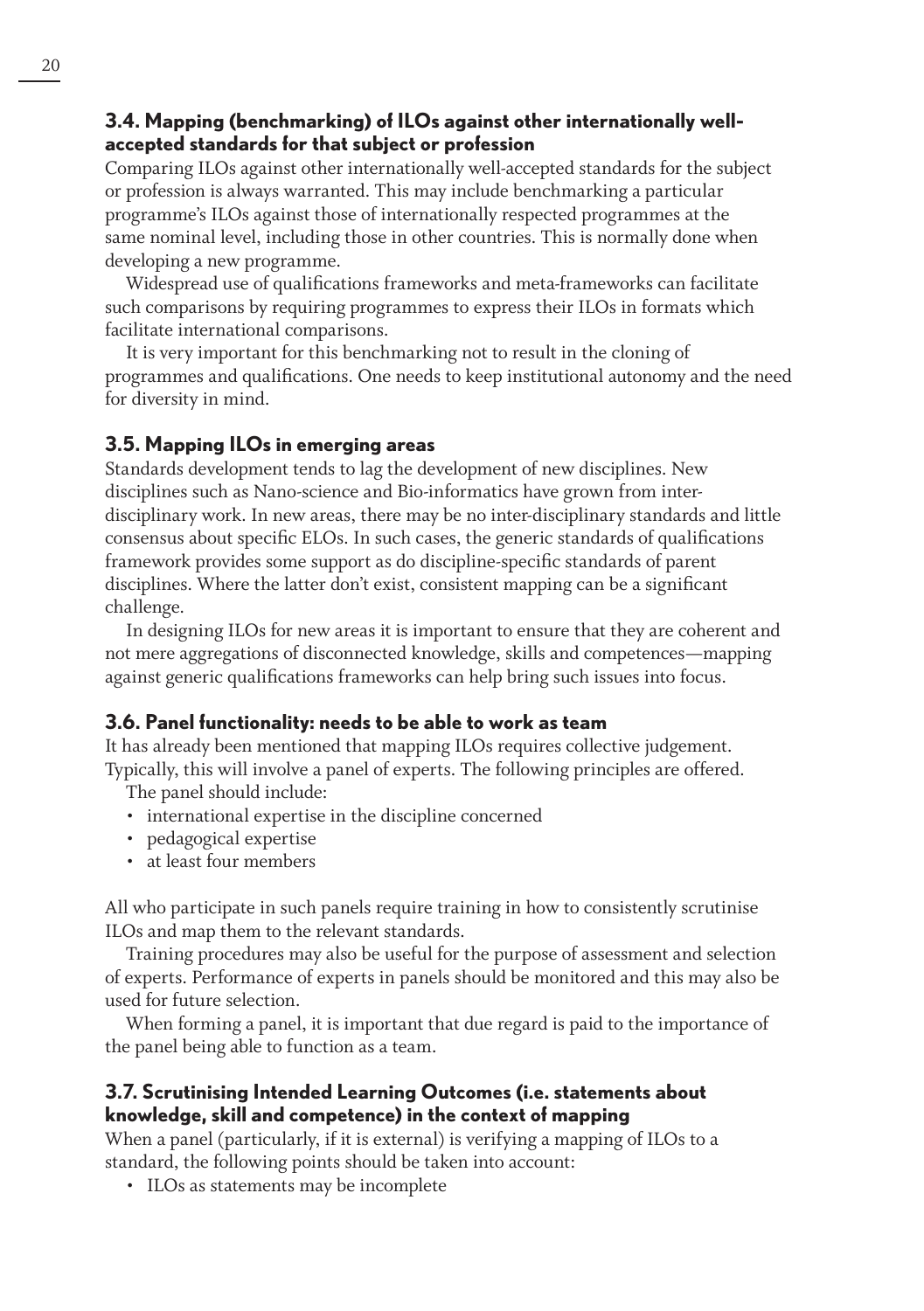### 3.4. Mapping (benchmarking) of ILOs against other internationally well-accepted standards for that subject or profession

Comparing ILOs against other internationally well-accepted standards for the subject or profession is always warranted. This may include benchmarking a particular programme's ILOs against those of internationally respected programmes at the same nominal level, including those in other countries. This is normally done when developing a new programme.

Widespread use of qualifications frameworks and meta-frameworks can facilitate such comparisons by requiring programmes to express their ILOs in formats which facilitate international comparisons.

It is very important for this benchmarking not to result in the cloning of programmes and qualifications. One needs to keep institutional autonomy and the need for diversity in mind.

### 3.5. Mapping ILOs in emerging areas

Standards development tends to lag the development of new disciplines. New disciplines such as Nano-science and Bio-informatics have grown from inter-disciplinary work. In new areas, there may be no inter-disciplinary standards and little consensus about specific ELOs. In such cases, the generic standards of qualifications framework provides some support as do discipline-specific standards of parent disciplines. Where the latter don't exist, consistent mapping can be a significant challenge.

In designing ILOs for new areas it is important to ensure that they are coherent and not mere aggregations of disconnected knowledge, skills and competences—mapping against generic qualifications frameworks can help bring such issues into focus.

### 3.6. Panel functionality: needs to be able to work as team

It has already been mentioned that mapping ILOs requires collective judgement. Typically, this will involve a panel of experts. The following principles are offered.

The panel should include:

- international expertise in the discipline concerned
- pedagogical expertise
- at least four members

All who participate in such panels require training in how to consistently scrutinise ILOs and map them to the relevant standards.

Training procedures may also be useful for the purpose of assessment and selection of experts. Performance of experts in panels should be monitored and this may also be used for future selection.

When forming a panel, it is important that due regard is paid to the importance of the panel being able to function as a team.

### 3.7. Scrutinising Intended Learning Outcomes (i.e. statements about knowledge, skill and competence) in the context of mapping

When a panel (particularly, if it is external) is verifying a mapping of ILOs to a standard, the following points should be taken into account:

- ILOs as statements may be incomplete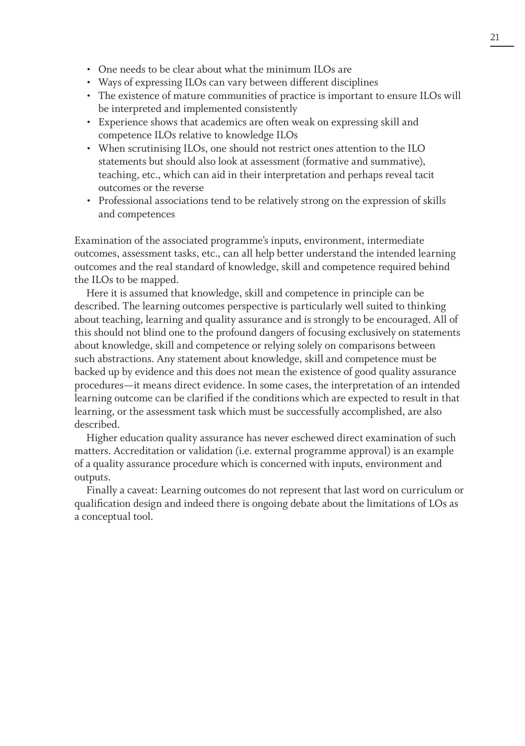- One needs to be clear about what the minimum ILOs are
- Ways of expressing ILOs can vary between different disciplines
- The existence of mature communities of practice is important to ensure ILOs will be interpreted and implemented consistently
- Experience shows that academics are often weak on expressing skill and competence ILOs relative to knowledge ILOs
- When scrutinising ILOs, one should not restrict ones attention to the ILO statements but should also look at assessment (formative and summative), teaching, etc., which can aid in their interpretation and perhaps reveal tacit outcomes or the reverse
- Professional associations tend to be relatively strong on the expression of skills and competences

Examination of the associated programme's inputs, environment, intermediate outcomes, assessment tasks, etc., can all help better understand the intended learning outcomes and the real standard of knowledge, skill and competence required behind the ILOs to be mapped.

Here it is assumed that knowledge, skill and competence in principle can be described. The learning outcomes perspective is particularly well suited to thinking about teaching, learning and quality assurance and is strongly to be encouraged. All of this should not blind one to the profound dangers of focusing exclusively on statements about knowledge, skill and competence or relying solely on comparisons between such abstractions. Any statement about knowledge, skill and competence must be backed up by evidence and this does not mean the existence of good quality assurance procedures—it means direct evidence. In some cases, the interpretation of an intended learning outcome can be clarified if the conditions which are expected to result in that learning, or the assessment task which must be successfully accomplished, are also described.

Higher education quality assurance has never eschewed direct examination of such matters. Accreditation or validation (i.e. external programme approval) is an example of a quality assurance procedure which is concerned with inputs, environment and outputs.

Finally a caveat: Learning outcomes do not represent that last word on curriculum or qualification design and indeed there is ongoing debate about the limitations of LOs as a conceptual tool.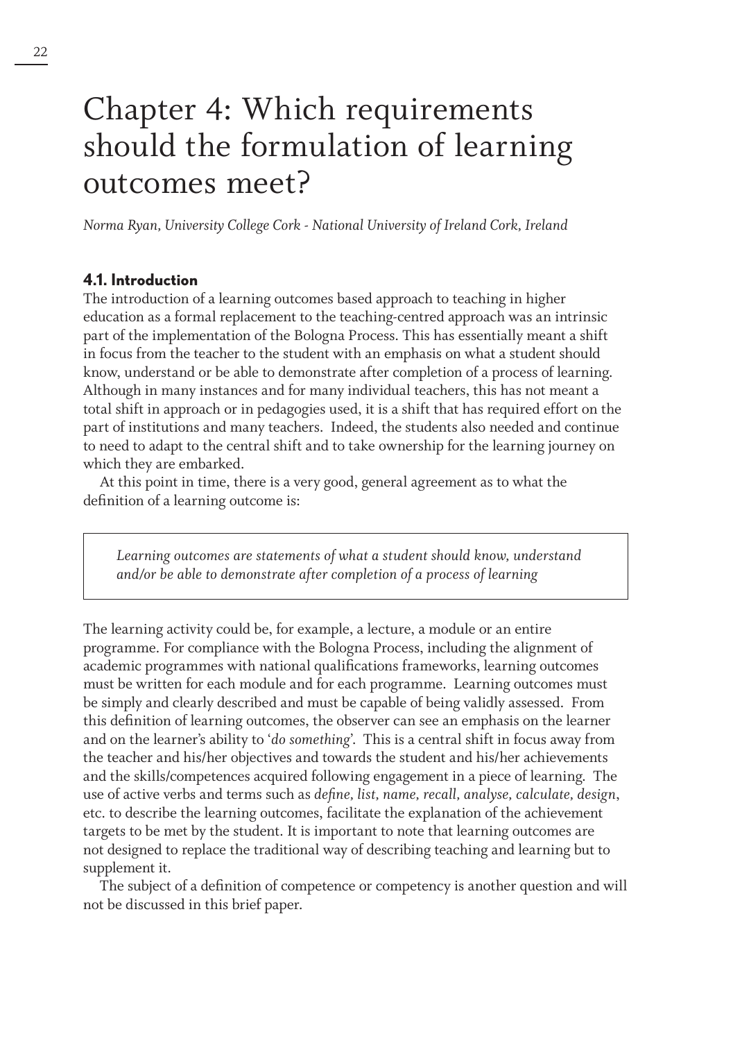# Chapter 4: Which requirements should the formulation of learning outcomes meet?

*Norma Ryan, University College Cork - National University of Ireland Cork, Ireland*

## 4.1. Introduction

The introduction of a learning outcomes based approach to teaching in higher education as a formal replacement to the teaching-centred approach was an intrinsic part of the implementation of the Bologna Process. This has essentially meant a shift in focus from the teacher to the student with an emphasis on what a student should know, understand or be able to demonstrate after completion of a process of learning. Although in many instances and for many individual teachers, this has not meant a total shift in approach or in pedagogies used, it is a shift that has required effort on the part of institutions and many teachers. Indeed, the students also needed and continue to need to adapt to the central shift and to take ownership for the learning journey on which they are embarked.

At this point in time, there is a very good, general agreement as to what the definition of a learning outcome is:

> *Learning outcomes are statements of what a student should know, understand and/or be able to demonstrate after completion of a process of learning*

The learning activity could be, for example, a lecture, a module or an entire programme. For compliance with the Bologna Process, including the alignment of academic programmes with national qualifications frameworks, learning outcomes must be written for each module and for each programme. Learning outcomes must be simply and clearly described and must be capable of being validly assessed. From this definition of learning outcomes, the observer can see an emphasis on the learner and on the learner's ability to '*do something*'. This is a central shift in focus away from the teacher and his/her objectives and towards the student and his/her achievements and the skills/competences acquired following engagement in a piece of learning. The use of active verbs and terms such as *define, list, name, recall, analyse, calculate, design*, etc. to describe the learning outcomes, facilitate the explanation of the achievement targets to be met by the student. It is important to note that learning outcomes are not designed to replace the traditional way of describing teaching and learning but to supplement it.

The subject of a definition of competence or competency is another question and will not be discussed in this brief paper.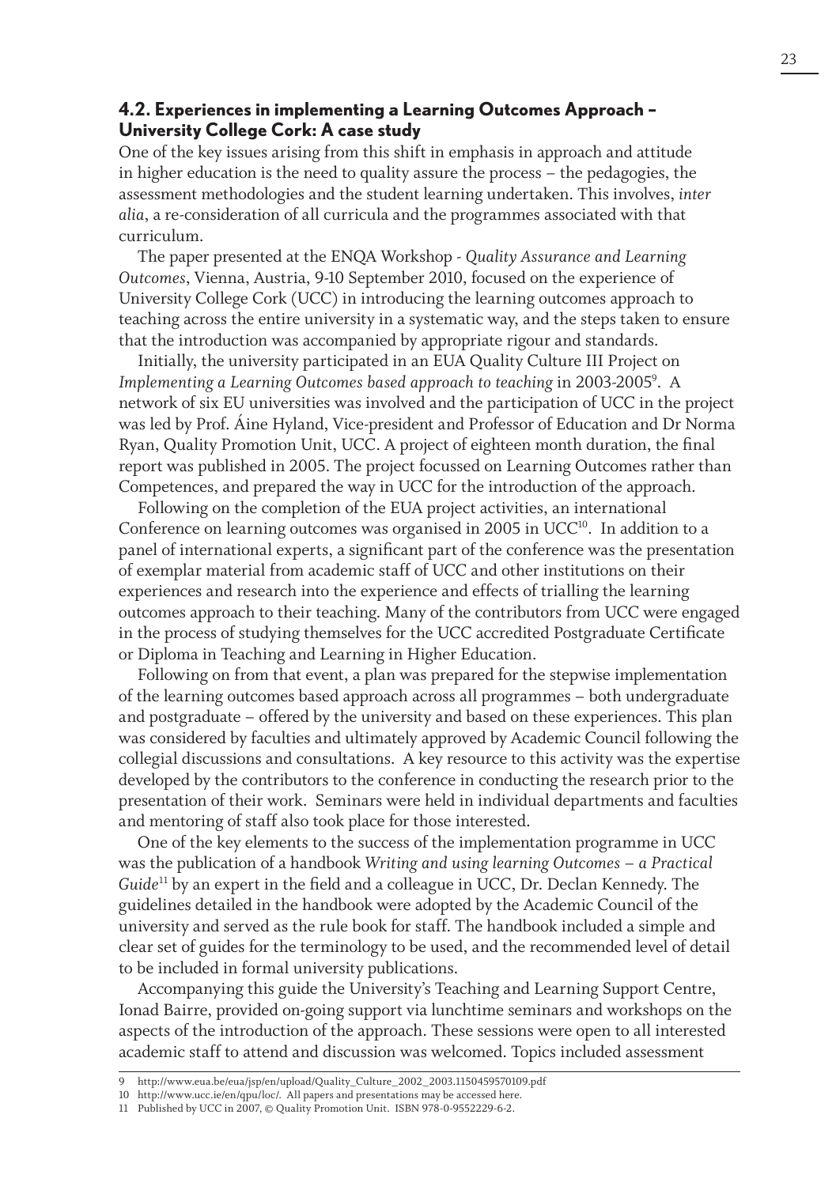### 4.2. Experiences in implementing a Learning Outcomes Approach – University College Cork: A case study

One of the key issues arising from this shift in emphasis in approach and attitude in higher education is the need to quality assure the process – the pedagogies, the assessment methodologies and the student learning undertaken. This involves, *inter alia*, a re-consideration of all curricula and the programmes associated with that curriculum.

The paper presented at the ENQA Workshop - *Quality Assurance and Learning Outcomes*, Vienna, Austria, 9-10 September 2010, focused on the experience of University College Cork (UCC) in introducing the learning outcomes approach to teaching across the entire university in a systematic way, and the steps taken to ensure that the introduction was accompanied by appropriate rigour and standards.

Initially, the university participated in an EUA Quality Culture III Project on *Implementing a Learning Outcomes based approach to teaching* in 2003-2005[9]. A network of six EU universities was involved and the participation of UCC in the project was led by Prof. Áine Hyland, Vice-president and Professor of Education and Dr Norma Ryan, Quality Promotion Unit, UCC. A project of eighteen month duration, the final report was published in 2005. The project focussed on Learning Outcomes rather than Competences, and prepared the way in UCC for the introduction of the approach.

Following on the completion of the EUA project activities, an international Conference on learning outcomes was organised in 2005 in UCC[10]. In addition to a panel of international experts, a significant part of the conference was the presentation of exemplar material from academic staff of UCC and other institutions on their experiences and research into the experience and effects of trialling the learning outcomes approach to their teaching. Many of the contributors from UCC were engaged in the process of studying themselves for the UCC accredited Postgraduate Certificate or Diploma in Teaching and Learning in Higher Education.

Following on from that event, a plan was prepared for the stepwise implementation of the learning outcomes based approach across all programmes – both undergraduate and postgraduate – offered by the university and based on these experiences. This plan was considered by faculties and ultimately approved by Academic Council following the collegial discussions and consultations. A key resource to this activity was the expertise developed by the contributors to the conference in conducting the research prior to the presentation of their work. Seminars were held in individual departments and faculties and mentoring of staff also took place for those interested.

One of the key elements to the success of the implementation programme in UCC was the publication of a handbook *Writing and using learning Outcomes – a Practical Guide*[11] by an expert in the field and a colleague in UCC, Dr. Declan Kennedy. The guidelines detailed in the handbook were adopted by the Academic Council of the university and served as the rule book for staff. The handbook included a simple and clear set of guides for the terminology to be used, and the recommended level of detail to be included in formal university publications.

Accompanying this guide the University's Teaching and Learning Support Centre, Ionad Bairre, provided on-going support via lunchtime seminars and workshops on the aspects of the introduction of the approach. These sessions were open to all interested academic staff to attend and discussion was welcomed. Topics included assessment

---

9 http://www.eua.be/eua/jsp/en/upload/Quality_Culture_2002_2003.1150459570109.pdf

10 http://www.ucc.ie/en/qpu/loc/. All papers and presentations may be accessed here.

11 Published by UCC in 2007, © Quality Promotion Unit. ISBN 978-0-9552229-6-2.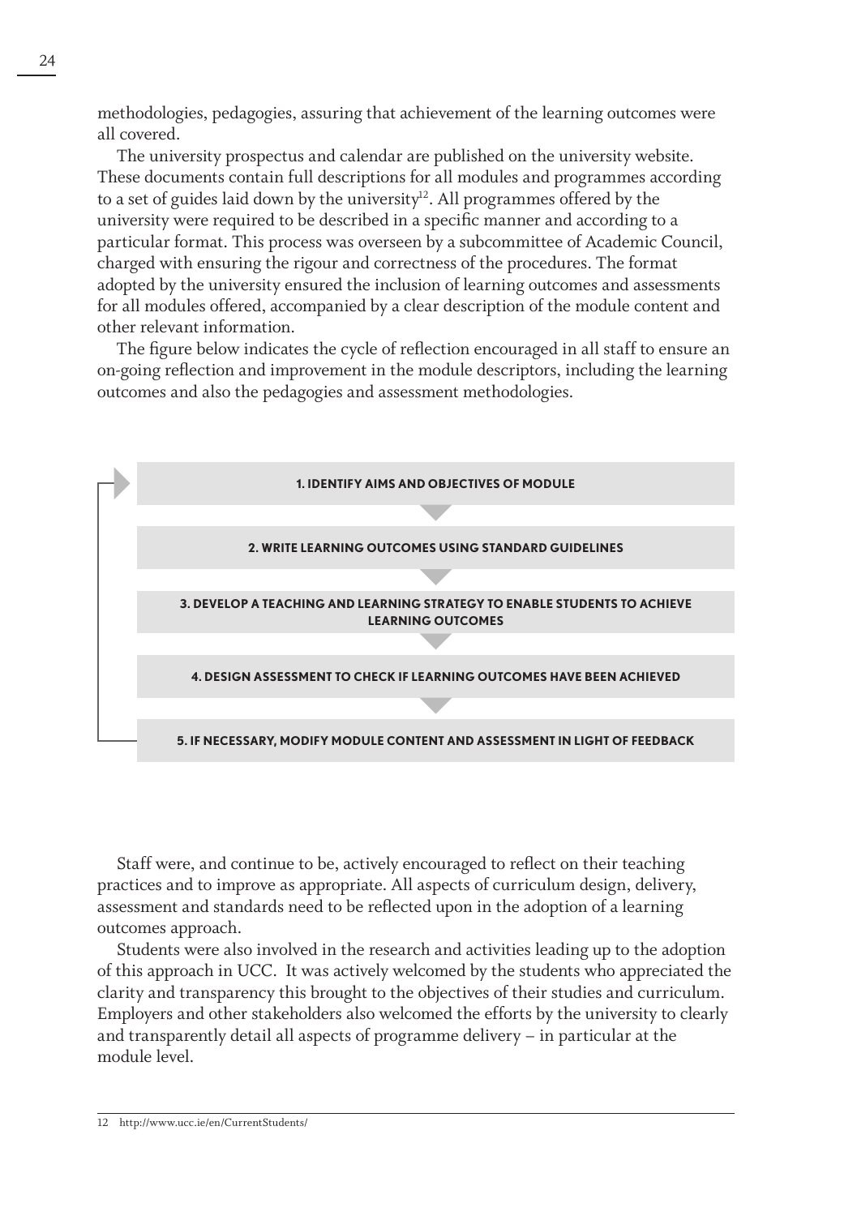methodologies, pedagogies, assuring that achievement of the learning outcomes were all covered.

The university prospectus and calendar are published on the university website. These documents contain full descriptions for all modules and programmes according to a set of guides laid down by the university[12]. All programmes offered by the university were required to be described in a specific manner and according to a particular format. This process was overseen by a subcommittee of Academic Council, charged with ensuring the rigour and correctness of the procedures. The format adopted by the university ensured the inclusion of learning outcomes and assessments for all modules offered, accompanied by a clear description of the module content and other relevant information.

The figure below indicates the cycle of reflection encouraged in all staff to ensure an on-going reflection and improvement in the module descriptors, including the learning outcomes and also the pedagogies and assessment methodologies.

**1. IDENTIFY AIMS AND OBJECTIVES OF MODULE**

**2. WRITE LEARNING OUTCOMES USING STANDARD GUIDELINES**

**3. DEVELOP A TEACHING AND LEARNING STRATEGY TO ENABLE STUDENTS TO ACHIEVE LEARNING OUTCOMES**

**4. DESIGN ASSESSMENT TO CHECK IF LEARNING OUTCOMES HAVE BEEN ACHIEVED**

**5. IF NECESSARY, MODIFY MODULE CONTENT AND ASSESSMENT IN LIGHT OF FEEDBACK**

Staff were, and continue to be, actively encouraged to reflect on their teaching practices and to improve as appropriate. All aspects of curriculum design, delivery, assessment and standards need to be reflected upon in the adoption of a learning outcomes approach.

Students were also involved in the research and activities leading up to the adoption of this approach in UCC. It was actively welcomed by the students who appreciated the clarity and transparency this brought to the objectives of their studies and curriculum. Employers and other stakeholders also welcomed the efforts by the university to clearly and transparently detail all aspects of programme delivery – in particular at the module level.

12 http://www.ucc.ie/en/CurrentStudents/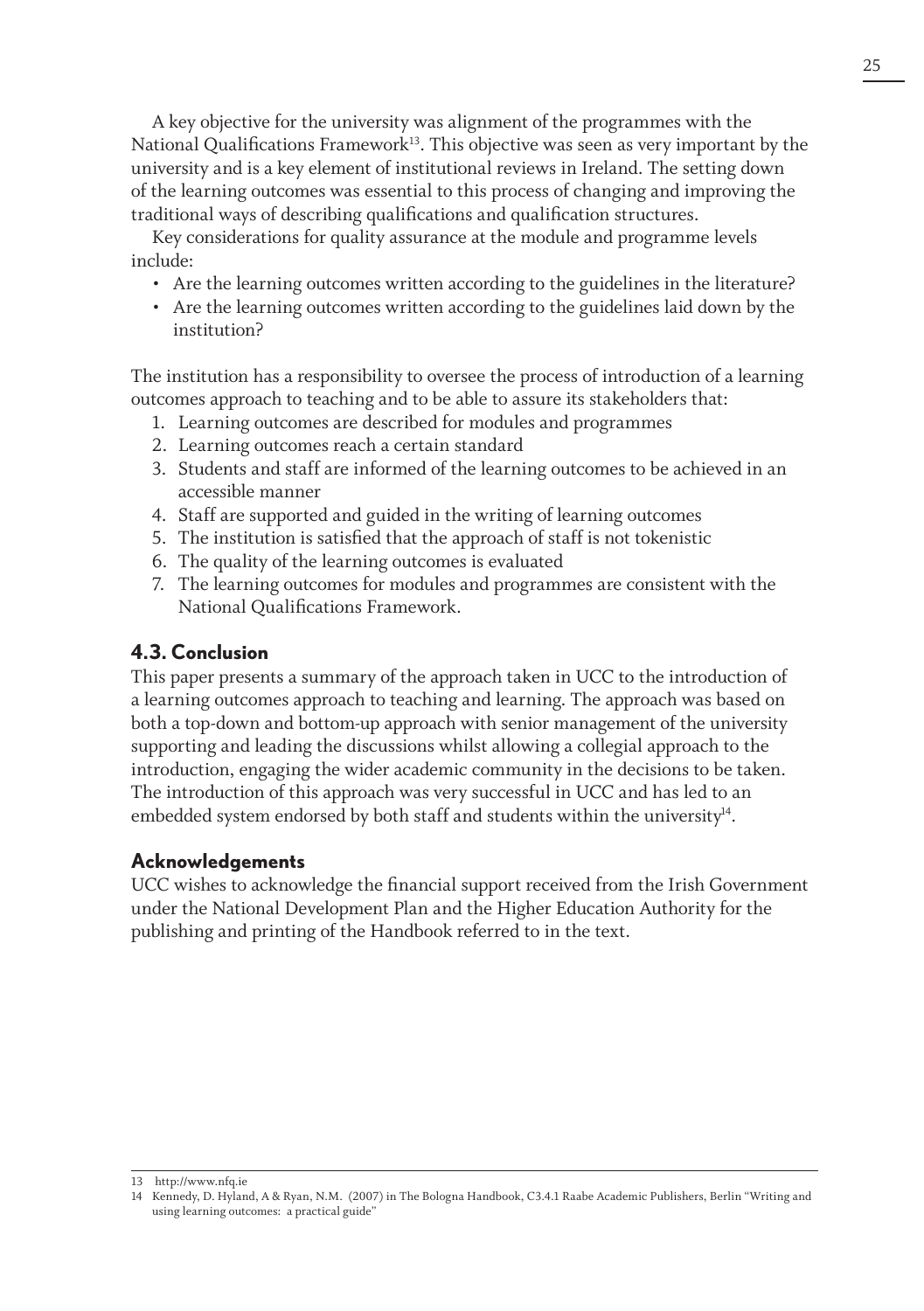A key objective for the university was alignment of the programmes with the National Qualifications Framework[13]. This objective was seen as very important by the university and is a key element of institutional reviews in Ireland. The setting down of the learning outcomes was essential to this process of changing and improving the traditional ways of describing qualifications and qualification structures.

Key considerations for quality assurance at the module and programme levels include:

- Are the learning outcomes written according to the guidelines in the literature?
- Are the learning outcomes written according to the guidelines laid down by the institution?

The institution has a responsibility to oversee the process of introduction of a learning outcomes approach to teaching and to be able to assure its stakeholders that:

1. Learning outcomes are described for modules and programmes
2. Learning outcomes reach a certain standard
3. Students and staff are informed of the learning outcomes to be achieved in an accessible manner
4. Staff are supported and guided in the writing of learning outcomes
5. The institution is satisfied that the approach of staff is not tokenistic
6. The quality of the learning outcomes is evaluated
7. The learning outcomes for modules and programmes are consistent with the National Qualifications Framework.

## 4.3. Conclusion

This paper presents a summary of the approach taken in UCC to the introduction of a learning outcomes approach to teaching and learning. The approach was based on both a top-down and bottom-up approach with senior management of the university supporting and leading the discussions whilst allowing a collegial approach to the introduction, engaging the wider academic community in the decisions to be taken. The introduction of this approach was very successful in UCC and has led to an embedded system endorsed by both staff and students within the university[14].

## Acknowledgements

UCC wishes to acknowledge the financial support received from the Irish Government under the National Development Plan and the Higher Education Authority for the publishing and printing of the Handbook referred to in the text.

---

13 http://www.nfq.ie

14 Kennedy, D. Hyland, A & Ryan, N.M. (2007) in The Bologna Handbook, C3.4.1 Raabe Academic Publishers, Berlin "Writing and using learning outcomes: a practical guide"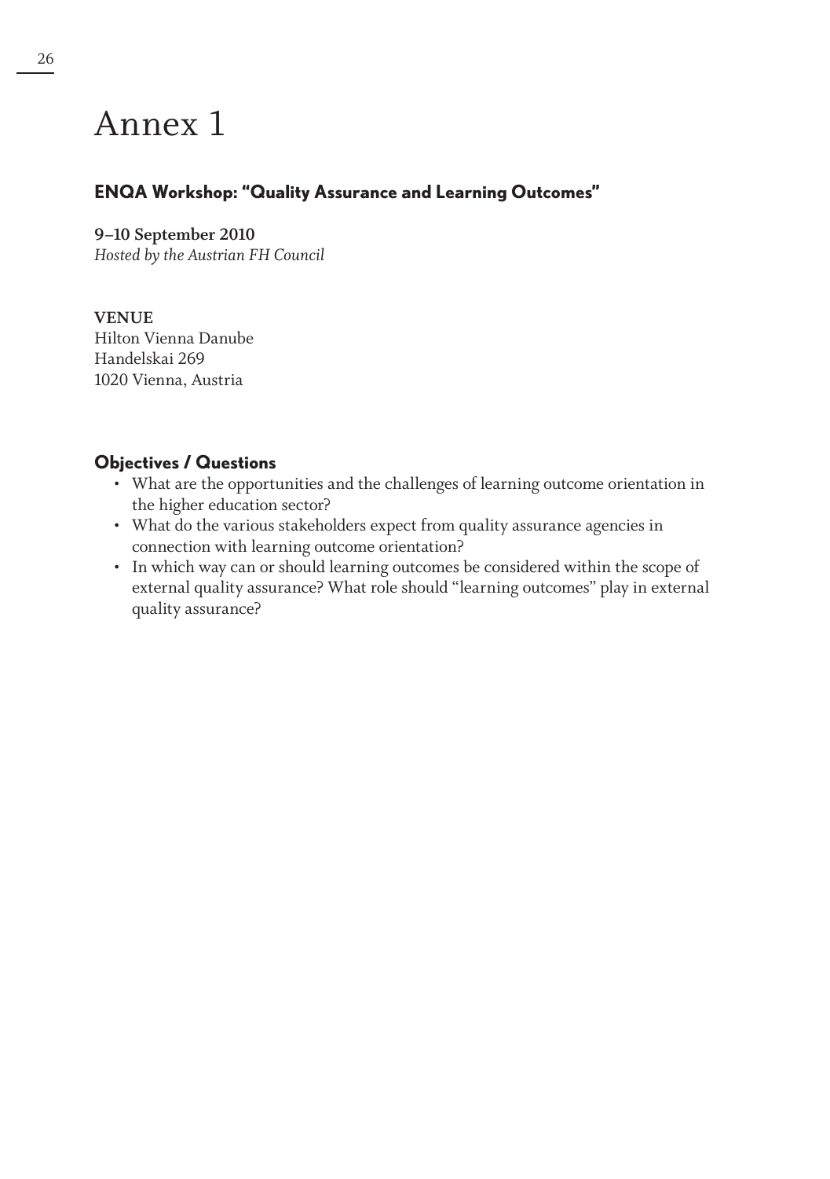# Annex 1

## ENQA Workshop: "Quality Assurance and Learning Outcomes"

**9–10 September 2010**
*Hosted by the Austrian FH Council*

**VENUE**
Hilton Vienna Danube
Handelskai 269
1020 Vienna, Austria

### Objectives / Questions

- What are the opportunities and the challenges of learning outcome orientation in the higher education sector?
- What do the various stakeholders expect from quality assurance agencies in connection with learning outcome orientation?
- In which way can or should learning outcomes be considered within the scope of external quality assurance? What role should "learning outcomes" play in external quality assurance?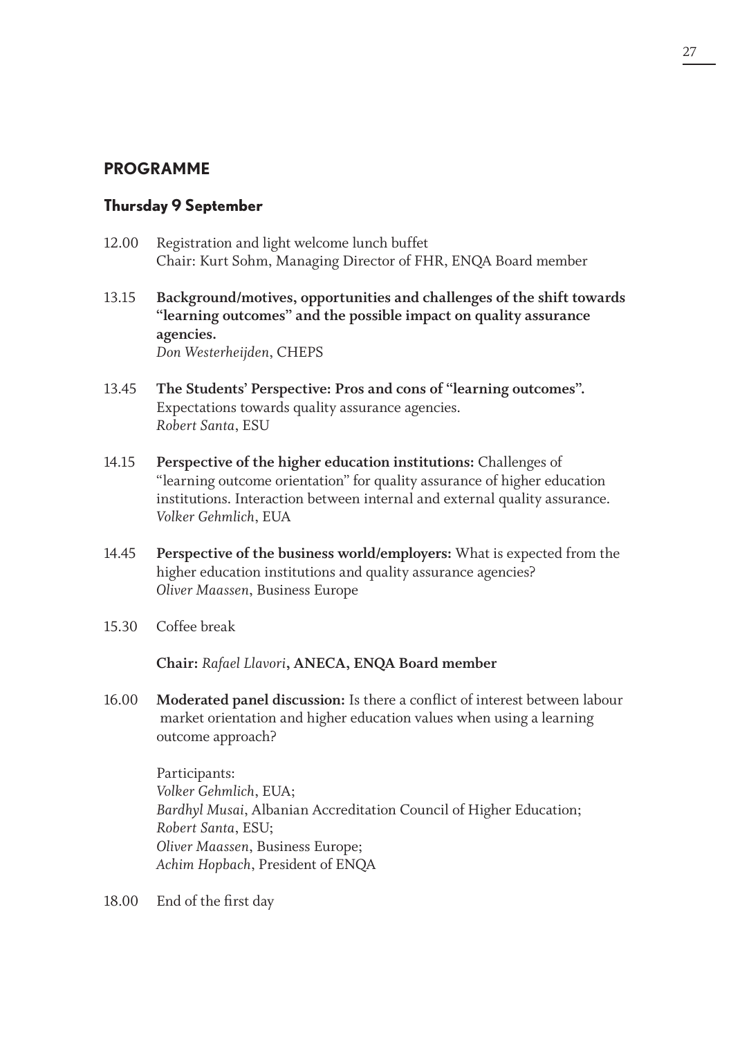## PROGRAMME

### Thursday 9 September

12.00 Registration and light welcome lunch buffet
Chair: Kurt Sohm, Managing Director of FHR, ENQA Board member

13.15 **Background/motives, opportunities and challenges of the shift towards "learning outcomes" and the possible impact on quality assurance agencies.**
*Don Westerheijden*, CHEPS

13.45 **The Students' Perspective: Pros and cons of "learning outcomes".** Expectations towards quality assurance agencies.
*Robert Santa*, ESU

14.15 **Perspective of the higher education institutions:** Challenges of "learning outcome orientation" for quality assurance of higher education institutions. Interaction between internal and external quality assurance.
*Volker Gehmlich*, EUA

14.45 **Perspective of the business world/employers:** What is expected from the higher education institutions and quality assurance agencies?
*Oliver Maassen*, Business Europe

15.30 Coffee break

**Chair:** *Rafael Llavori*, **ANECA, ENQA Board member**

16.00 **Moderated panel discussion:** Is there a conflict of interest between labour market orientation and higher education values when using a learning outcome approach?

Participants:
*Volker Gehmlich*, EUA;
*Bardhyl Musai*, Albanian Accreditation Council of Higher Education;
*Robert Santa*, ESU;
*Oliver Maassen*, Business Europe;
*Achim Hopbach*, President of ENQA

18.00 End of the first day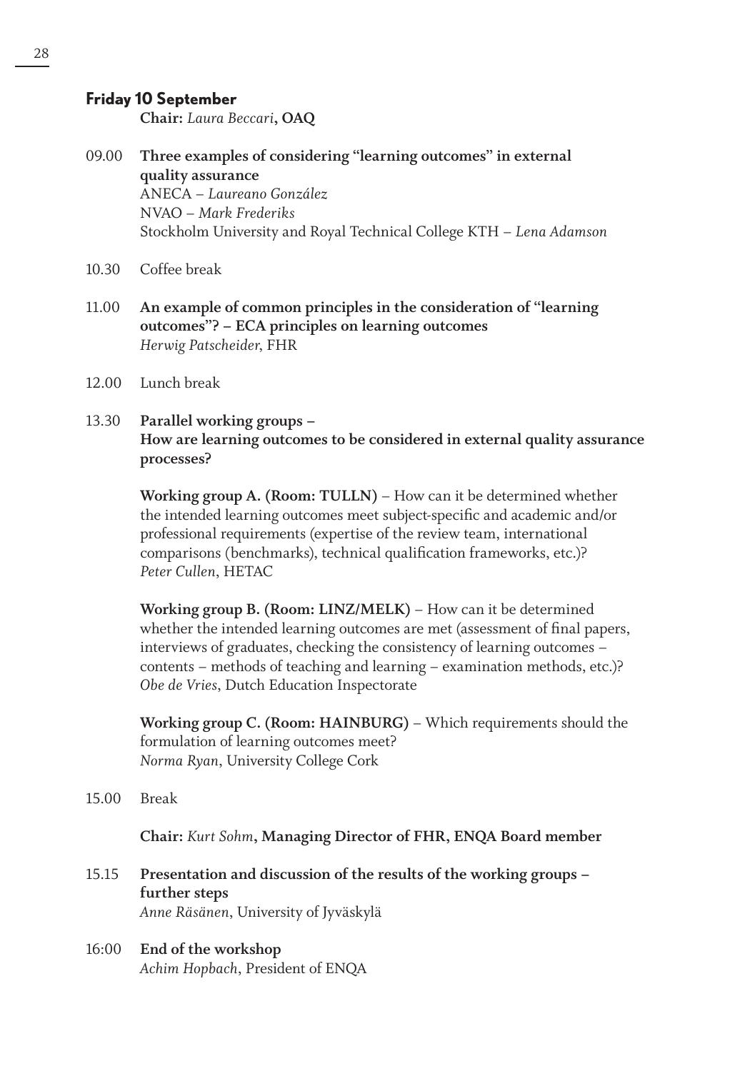## Friday 10 September

**Chair:** *Laura Beccari*, **OAQ**

09.00 **Three examples of considering "learning outcomes" in external quality assurance**
ANECA – *Laureano González*
NVAO – *Mark Frederiks*
Stockholm University and Royal Technical College KTH – *Lena Adamson*

10.30 Coffee break

11.00 **An example of common principles in the consideration of "learning outcomes"? – ECA principles on learning outcomes**
*Herwig Patscheider*, FHR

12.00 Lunch break

13.30 **Parallel working groups –**
**How are learning outcomes to be considered in external quality assurance processes?**

**Working group A. (Room: TULLN)** – How can it be determined whether the intended learning outcomes meet subject-specific and academic and/or professional requirements (expertise of the review team, international comparisons (benchmarks), technical qualification frameworks, etc.)?
*Peter Cullen*, HETAC

**Working group B. (Room: LINZ/MELK)** – How can it be determined whether the intended learning outcomes are met (assessment of final papers, interviews of graduates, checking the consistency of learning outcomes – contents – methods of teaching and learning – examination methods, etc.)?
*Obe de Vries*, Dutch Education Inspectorate

**Working group C. (Room: HAINBURG)** – Which requirements should the formulation of learning outcomes meet?
*Norma Ryan*, University College Cork

15.00 Break

**Chair:** *Kurt Sohm*, **Managing Director of FHR, ENQA Board member**

15.15 **Presentation and discussion of the results of the working groups – further steps**
*Anne Räsänen*, University of Jyväskylä

16:00 **End of the workshop**
*Achim Hopbach*, President of ENQA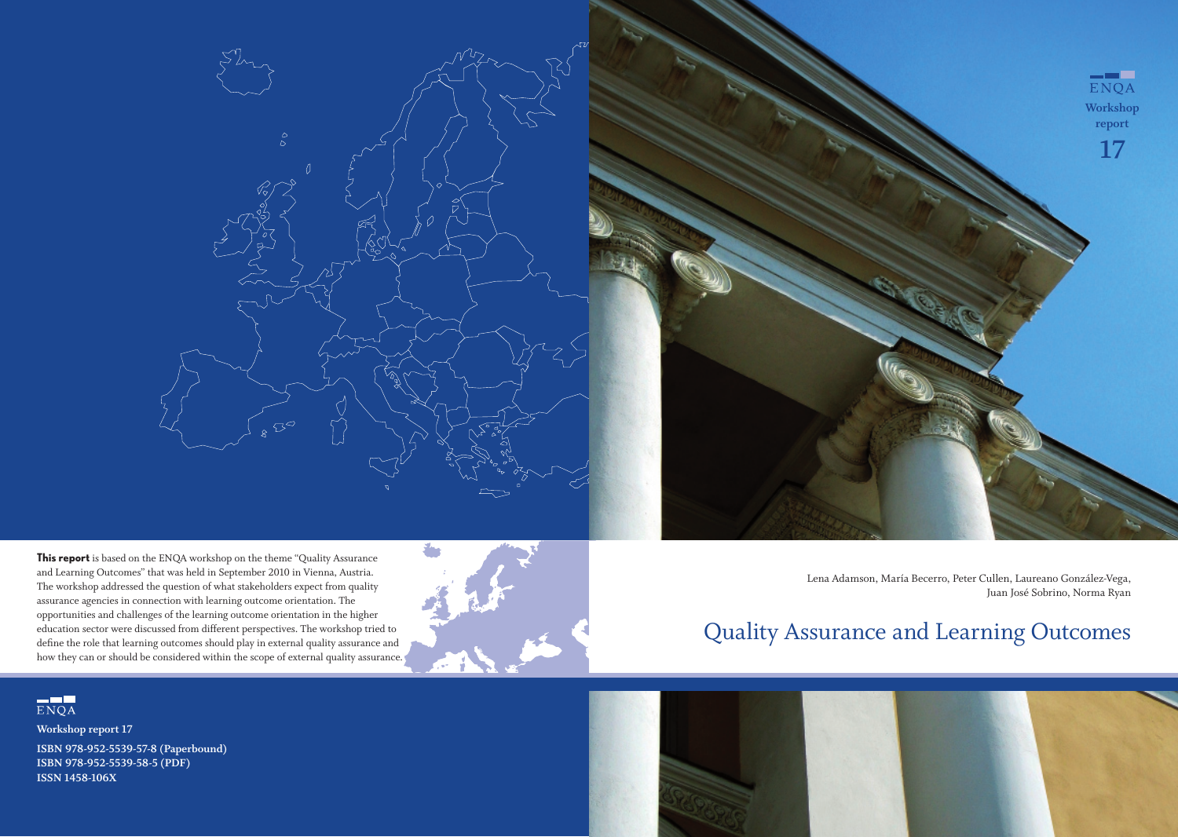ENQA

Workshop report

17

Lena Adamson, María Becerro, Peter Cullen, Laureano González-Vega, Juan José Sobrino, Norma Ryan

# Quality Assurance and Learning Outcomes

**This report** is based on the ENQA workshop on the theme "Quality Assurance and Learning Outcomes" that was held in September 2010 in Vienna, Austria. The workshop addressed the question of what stakeholders expect from quality assurance agencies in connection with learning outcome orientation. The opportunities and challenges of the learning outcome orientation in the higher education sector were discussed from different perspectives. The workshop tried to define the role that learning outcomes should play in external quality assurance and how they can or should be considered within the scope of external quality assurance.

ENQA

**Workshop report 17**

**ISBN 978-952-5539-57-8 (Paperbound)**
**ISBN 978-952-5539-58-5 (PDF)**
**ISSN 1458-106X**